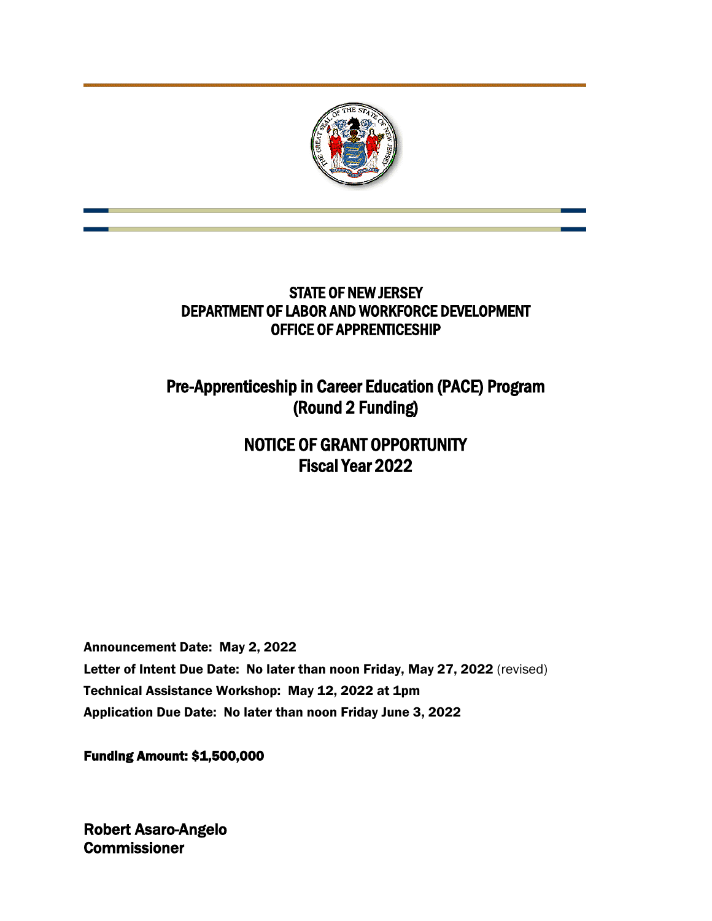# STATE OF NEW JERSEY
# DEPARTMENT OF LABOR AND WORKFORCE DEVELOPMENT
# OFFICE OF APPRENTICESHIP

## Pre-Apprenticeship in Career Education (PACE) Program (Round 2 Funding)

## NOTICE OF GRANT OPPORTUNITY
## Fiscal Year 2022

**Announcement Date: May 2, 2022**

**Letter of Intent Due Date: No later than noon Friday, May 27, 2022** (revised)

**Technical Assistance Workshop: May 12, 2022 at 1pm**

**Application Due Date: No later than noon Friday June 3, 2022**

**Funding Amount: $1,500,000**

**Robert Asaro-Angelo**
**Commissioner**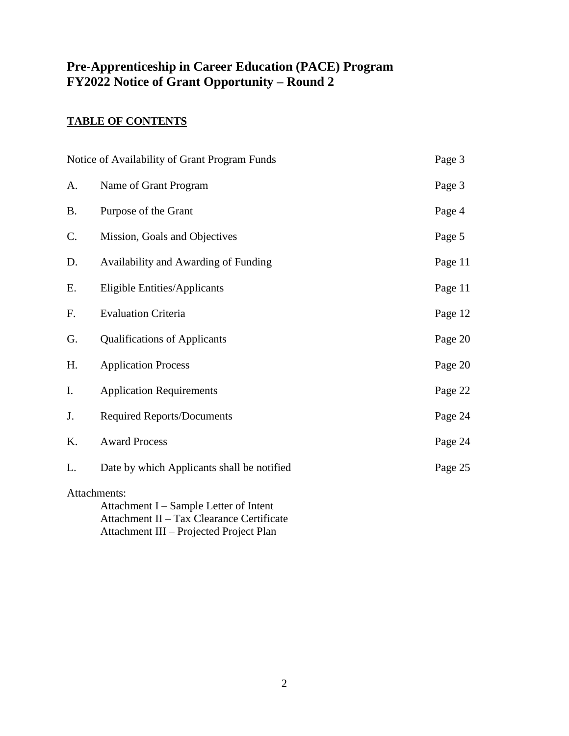# Pre-Apprenticeship in Career Education (PACE) Program
# FY2022 Notice of Grant Opportunity – Round 2

## TABLE OF CONTENTS

| | | |
|---|---|---|
| Notice of Availability of Grant Program Funds | | Page 3 |
| A. | Name of Grant Program | Page 3 |
| B. | Purpose of the Grant | Page 4 |
| C. | Mission, Goals and Objectives | Page 5 |
| D. | Availability and Awarding of Funding | Page 11 |
| E. | Eligible Entities/Applicants | Page 11 |
| F. | Evaluation Criteria | Page 12 |
| G. | Qualifications of Applicants | Page 20 |
| H. | Application Process | Page 20 |
| I. | Application Requirements | Page 22 |
| J. | Required Reports/Documents | Page 24 |
| K. | Award Process | Page 24 |
| L. | Date by which Applicants shall be notified | Page 25 |

Attachments:

- Attachment I – Sample Letter of Intent
- Attachment II – Tax Clearance Certificate
- Attachment III – Projected Project Plan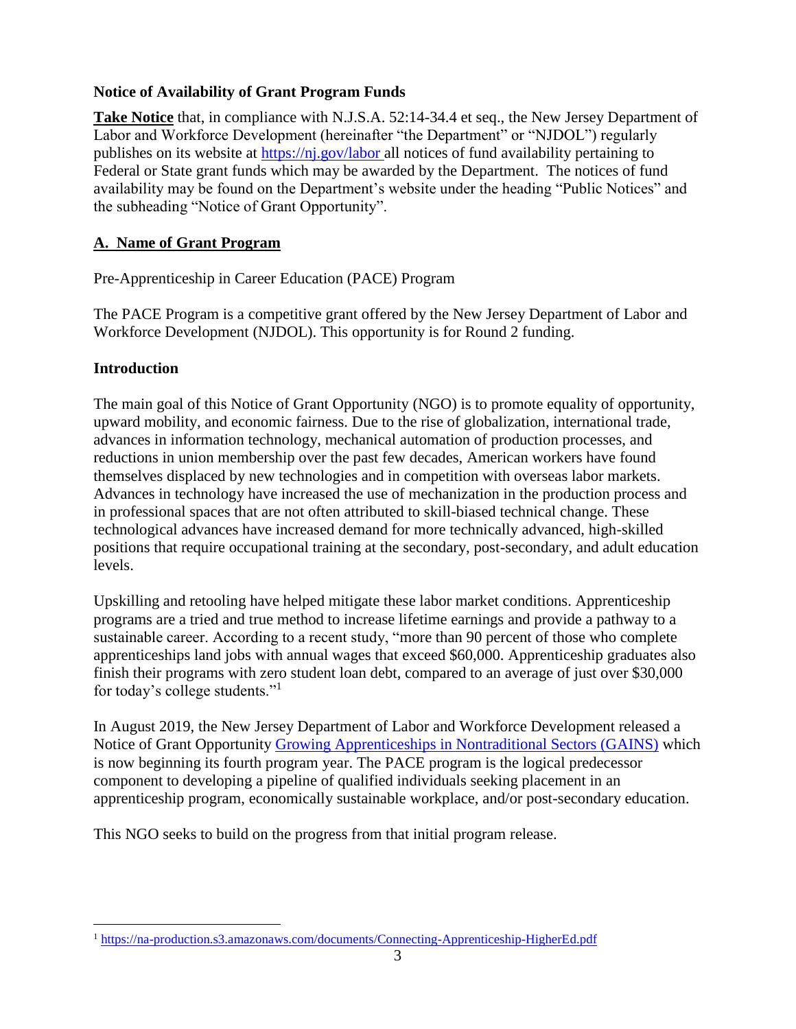**Notice of Availability of Grant Program Funds**

**Take Notice** that, in compliance with N.J.S.A. 52:14-34.4 et seq., the New Jersey Department of Labor and Workforce Development (hereinafter "the Department" or "NJDOL") regularly publishes on its website at https://nj.gov/labor all notices of fund availability pertaining to Federal or State grant funds which may be awarded by the Department. The notices of fund availability may be found on the Department's website under the heading "Public Notices" and the subheading "Notice of Grant Opportunity".

## A. Name of Grant Program

Pre-Apprenticeship in Career Education (PACE) Program

The PACE Program is a competitive grant offered by the New Jersey Department of Labor and Workforce Development (NJDOL). This opportunity is for Round 2 funding.

### Introduction

The main goal of this Notice of Grant Opportunity (NGO) is to promote equality of opportunity, upward mobility, and economic fairness. Due to the rise of globalization, international trade, advances in information technology, mechanical automation of production processes, and reductions in union membership over the past few decades, American workers have found themselves displaced by new technologies and in competition with overseas labor markets. Advances in technology have increased the use of mechanization in the production process and in professional spaces that are not often attributed to skill-biased technical change. These technological advances have increased demand for more technically advanced, high-skilled positions that require occupational training at the secondary, post-secondary, and adult education levels.

Upskilling and retooling have helped mitigate these labor market conditions. Apprenticeship programs are a tried and true method to increase lifetime earnings and provide a pathway to a sustainable career. According to a recent study, "more than 90 percent of those who complete apprenticeships land jobs with annual wages that exceed $60,000. Apprenticeship graduates also finish their programs with zero student loan debt, compared to an average of just over $30,000 for today's college students."[1]

In August 2019, the New Jersey Department of Labor and Workforce Development released a Notice of Grant Opportunity Growing Apprenticeships in Nontraditional Sectors (GAINS) which is now beginning its fourth program year. The PACE program is the logical predecessor component to developing a pipeline of qualified individuals seeking placement in an apprenticeship program, economically sustainable workplace, and/or post-secondary education.

This NGO seeks to build on the progress from that initial program release.

[1] https://na-production.s3.amazonaws.com/documents/Connecting-Apprenticeship-HigherEd.pdf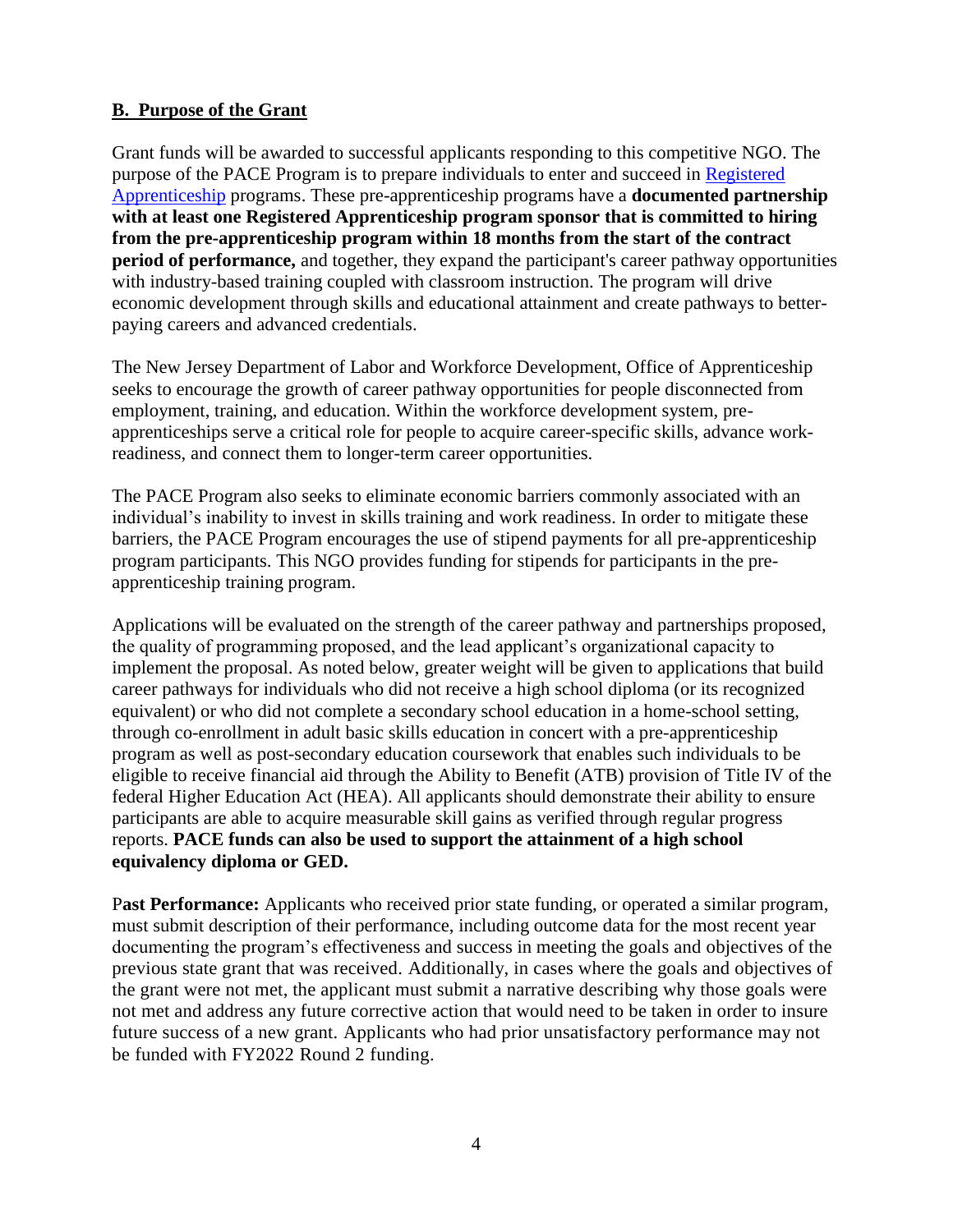## B. Purpose of the Grant

Grant funds will be awarded to successful applicants responding to this competitive NGO. The purpose of the PACE Program is to prepare individuals to enter and succeed in Registered Apprenticeship programs. These pre-apprenticeship programs have a **documented partnership with at least one Registered Apprenticeship program sponsor that is committed to hiring from the pre-apprenticeship program within 18 months from the start of the contract period of performance,** and together, they expand the participant's career pathway opportunities with industry-based training coupled with classroom instruction. The program will drive economic development through skills and educational attainment and create pathways to better-paying careers and advanced credentials.

The New Jersey Department of Labor and Workforce Development, Office of Apprenticeship seeks to encourage the growth of career pathway opportunities for people disconnected from employment, training, and education. Within the workforce development system, pre-apprenticeships serve a critical role for people to acquire career-specific skills, advance work-readiness, and connect them to longer-term career opportunities.

The PACE Program also seeks to eliminate economic barriers commonly associated with an individual's inability to invest in skills training and work readiness. In order to mitigate these barriers, the PACE Program encourages the use of stipend payments for all pre-apprenticeship program participants. This NGO provides funding for stipends for participants in the pre-apprenticeship training program.

Applications will be evaluated on the strength of the career pathway and partnerships proposed, the quality of programming proposed, and the lead applicant's organizational capacity to implement the proposal. As noted below, greater weight will be given to applications that build career pathways for individuals who did not receive a high school diploma (or its recognized equivalent) or who did not complete a secondary school education in a home-school setting, through co-enrollment in adult basic skills education in concert with a pre-apprenticeship program as well as post-secondary education coursework that enables such individuals to be eligible to receive financial aid through the Ability to Benefit (ATB) provision of Title IV of the federal Higher Education Act (HEA). All applicants should demonstrate their ability to ensure participants are able to acquire measurable skill gains as verified through regular progress reports. **PACE funds can also be used to support the attainment of a high school equivalency diploma or GED.**

P**ast Performance:** Applicants who received prior state funding, or operated a similar program, must submit description of their performance, including outcome data for the most recent year documenting the program's effectiveness and success in meeting the goals and objectives of the previous state grant that was received. Additionally, in cases where the goals and objectives of the grant were not met, the applicant must submit a narrative describing why those goals were not met and address any future corrective action that would need to be taken in order to insure future success of a new grant. Applicants who had prior unsatisfactory performance may not be funded with FY2022 Round 2 funding.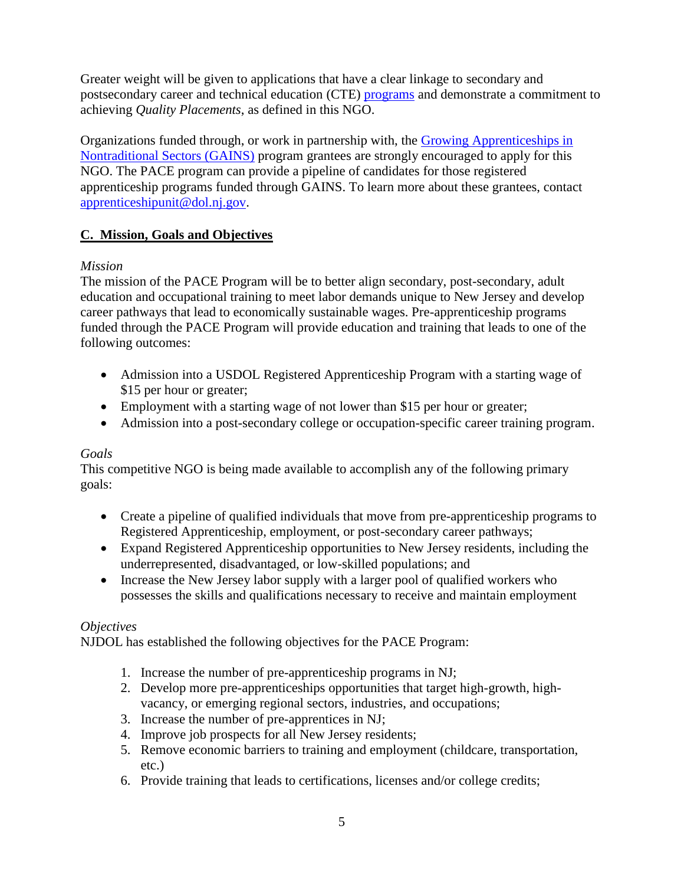Greater weight will be given to applications that have a clear linkage to secondary and postsecondary career and technical education (CTE) programs and demonstrate a commitment to achieving *Quality Placements*, as defined in this NGO.

Organizations funded through, or work in partnership with, the Growing Apprenticeships in Nontraditional Sectors (GAINS) program grantees are strongly encouraged to apply for this NGO. The PACE program can provide a pipeline of candidates for those registered apprenticeship programs funded through GAINS. To learn more about these grantees, contact apprenticeshipunit@dol.nj.gov.

## C. Mission, Goals and Objectives

*Mission*

The mission of the PACE Program will be to better align secondary, post-secondary, adult education and occupational training to meet labor demands unique to New Jersey and develop career pathways that lead to economically sustainable wages. Pre-apprenticeship programs funded through the PACE Program will provide education and training that leads to one of the following outcomes:

- Admission into a USDOL Registered Apprenticeship Program with a starting wage of $15 per hour or greater;
- Employment with a starting wage of not lower than $15 per hour or greater;
- Admission into a post-secondary college or occupation-specific career training program.

*Goals*

This competitive NGO is being made available to accomplish any of the following primary goals:

- Create a pipeline of qualified individuals that move from pre-apprenticeship programs to Registered Apprenticeship, employment, or post-secondary career pathways;
- Expand Registered Apprenticeship opportunities to New Jersey residents, including the underrepresented, disadvantaged, or low-skilled populations; and
- Increase the New Jersey labor supply with a larger pool of qualified workers who possesses the skills and qualifications necessary to receive and maintain employment

*Objectives*

NJDOL has established the following objectives for the PACE Program:

1. Increase the number of pre-apprenticeship programs in NJ;
2. Develop more pre-apprenticeships opportunities that target high-growth, high-vacancy, or emerging regional sectors, industries, and occupations;
3. Increase the number of pre-apprentices in NJ;
4. Improve job prospects for all New Jersey residents;
5. Remove economic barriers to training and employment (childcare, transportation, etc.)
6. Provide training that leads to certifications, licenses and/or college credits;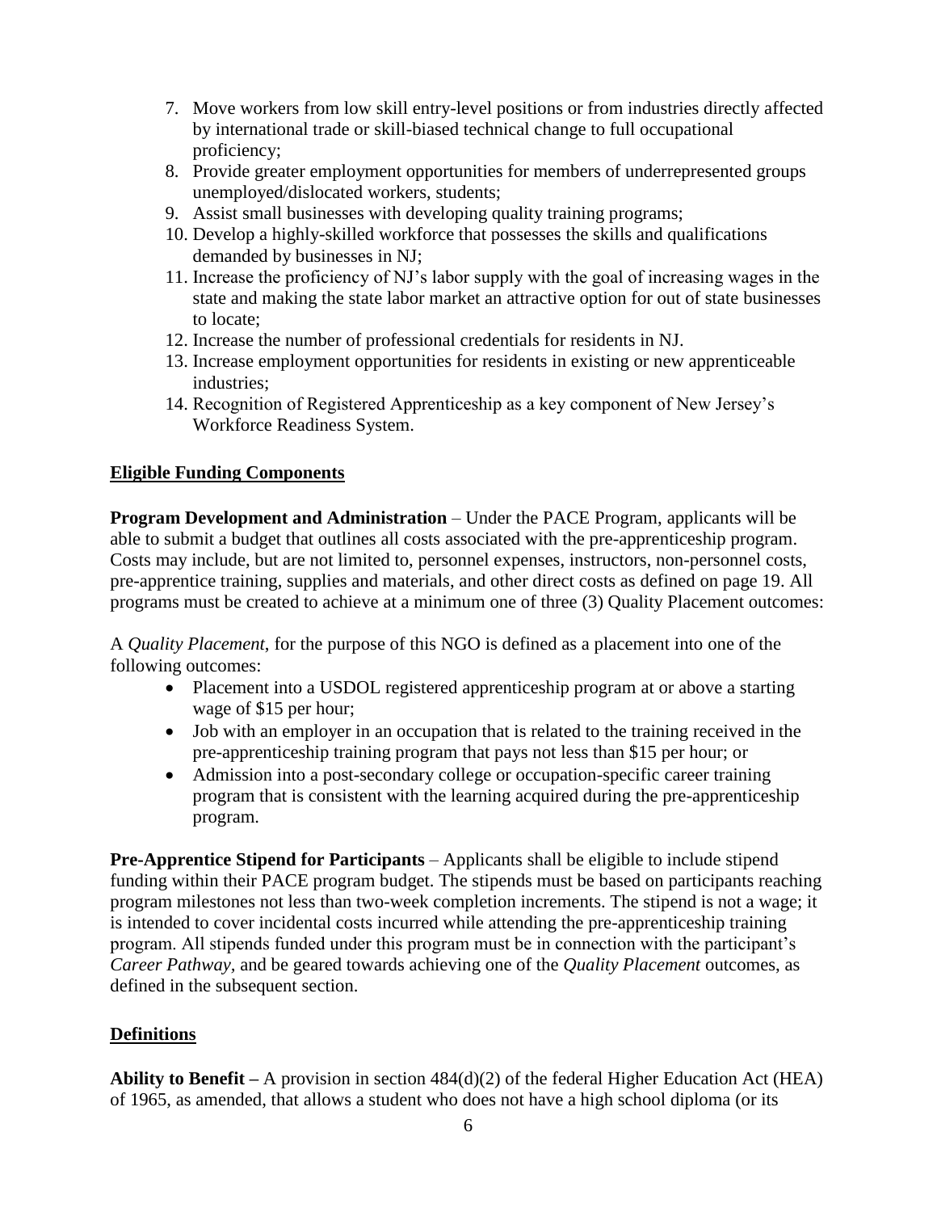7. Move workers from low skill entry-level positions or from industries directly affected by international trade or skill-biased technical change to full occupational proficiency;
8. Provide greater employment opportunities for members of underrepresented groups unemployed/dislocated workers, students;
9. Assist small businesses with developing quality training programs;
10. Develop a highly-skilled workforce that possesses the skills and qualifications demanded by businesses in NJ;
11. Increase the proficiency of NJ's labor supply with the goal of increasing wages in the state and making the state labor market an attractive option for out of state businesses to locate;
12. Increase the number of professional credentials for residents in NJ.
13. Increase employment opportunities for residents in existing or new apprenticeable industries;
14. Recognition of Registered Apprenticeship as a key component of New Jersey's Workforce Readiness System.

## Eligible Funding Components

**Program Development and Administration** – Under the PACE Program, applicants will be able to submit a budget that outlines all costs associated with the pre-apprenticeship program. Costs may include, but are not limited to, personnel expenses, instructors, non-personnel costs, pre-apprentice training, supplies and materials, and other direct costs as defined on page 19. All programs must be created to achieve at a minimum one of three (3) Quality Placement outcomes:

A *Quality Placement*, for the purpose of this NGO is defined as a placement into one of the following outcomes:

- Placement into a USDOL registered apprenticeship program at or above a starting wage of $15 per hour;
- Job with an employer in an occupation that is related to the training received in the pre-apprenticeship training program that pays not less than $15 per hour; or
- Admission into a post-secondary college or occupation-specific career training program that is consistent with the learning acquired during the pre-apprenticeship program.

**Pre-Apprentice Stipend for Participants** – Applicants shall be eligible to include stipend funding within their PACE program budget. The stipends must be based on participants reaching program milestones not less than two-week completion increments. The stipend is not a wage; it is intended to cover incidental costs incurred while attending the pre-apprenticeship training program. All stipends funded under this program must be in connection with the participant's *Career Pathway*, and be geared towards achieving one of the *Quality Placement* outcomes, as defined in the subsequent section.

## Definitions

**Ability to Benefit –** A provision in section 484(d)(2) of the federal Higher Education Act (HEA) of 1965, as amended, that allows a student who does not have a high school diploma (or its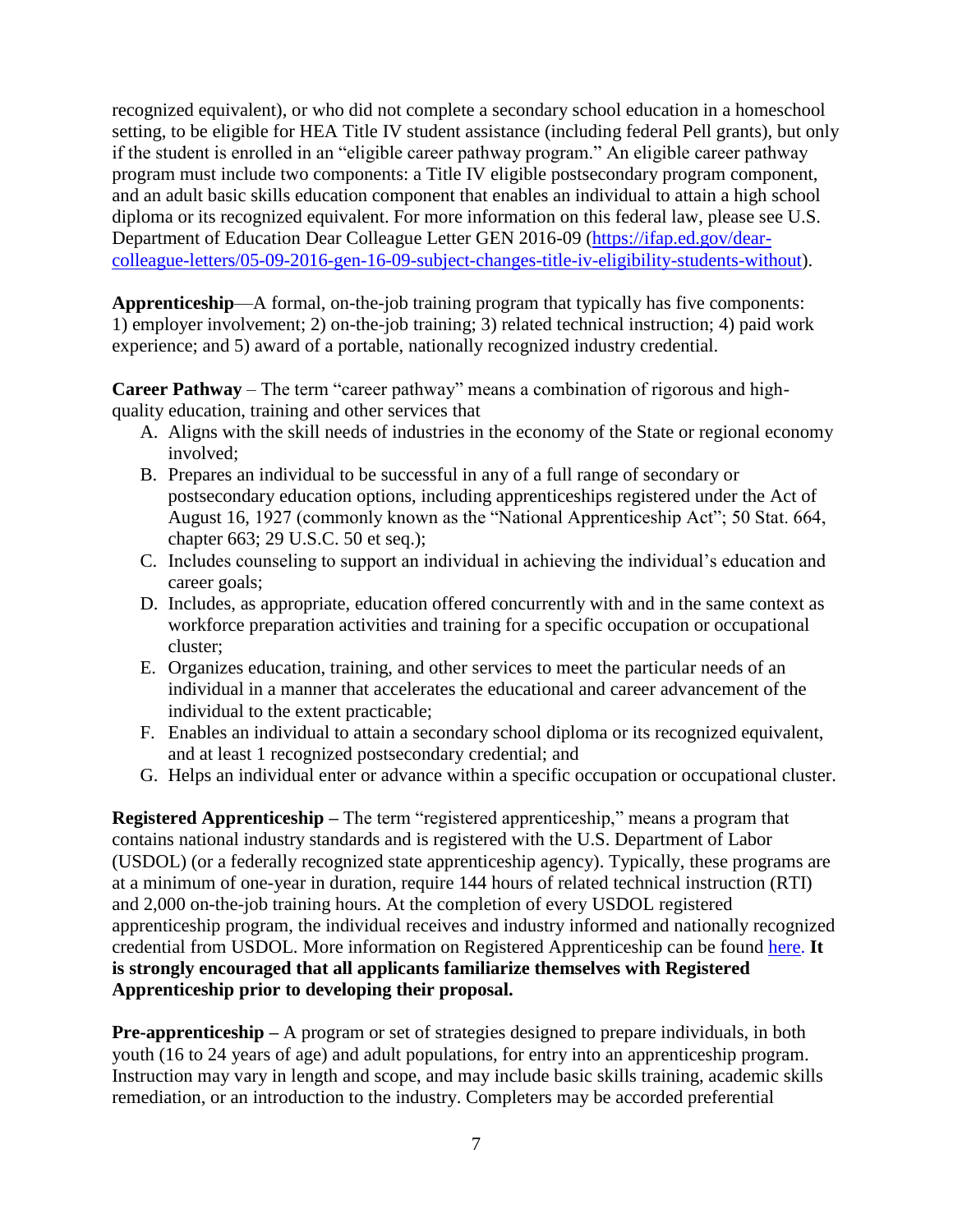recognized equivalent), or who did not complete a secondary school education in a homeschool setting, to be eligible for HEA Title IV student assistance (including federal Pell grants), but only if the student is enrolled in an "eligible career pathway program." An eligible career pathway program must include two components: a Title IV eligible postsecondary program component, and an adult basic skills education component that enables an individual to attain a high school diploma or its recognized equivalent. For more information on this federal law, please see U.S. Department of Education Dear Colleague Letter GEN 2016-09 ([https://ifap.ed.gov/dear-colleague-letters/05-09-2016-gen-16-09-subject-changes-title-iv-eligibility-students-without](https://ifap.ed.gov/dear-colleague-letters/05-09-2016-gen-16-09-subject-changes-title-iv-eligibility-students-without)).

**Apprenticeship**—A formal, on-the-job training program that typically has five components: 1) employer involvement; 2) on-the-job training; 3) related technical instruction; 4) paid work experience; and 5) award of a portable, nationally recognized industry credential.

**Career Pathway** – The term "career pathway" means a combination of rigorous and high-quality education, training and other services that

A. Aligns with the skill needs of industries in the economy of the State or regional economy involved;
B. Prepares an individual to be successful in any of a full range of secondary or postsecondary education options, including apprenticeships registered under the Act of August 16, 1927 (commonly known as the "National Apprenticeship Act"; 50 Stat. 664, chapter 663; 29 U.S.C. 50 et seq.);
C. Includes counseling to support an individual in achieving the individual's education and career goals;
D. Includes, as appropriate, education offered concurrently with and in the same context as workforce preparation activities and training for a specific occupation or occupational cluster;
E. Organizes education, training, and other services to meet the particular needs of an individual in a manner that accelerates the educational and career advancement of the individual to the extent practicable;
F. Enables an individual to attain a secondary school diploma or its recognized equivalent, and at least 1 recognized postsecondary credential; and
G. Helps an individual enter or advance within a specific occupation or occupational cluster.

**Registered Apprenticeship –** The term "registered apprenticeship," means a program that contains national industry standards and is registered with the U.S. Department of Labor (USDOL) (or a federally recognized state apprenticeship agency). Typically, these programs are at a minimum of one-year in duration, require 144 hours of related technical instruction (RTI) and 2,000 on-the-job training hours. At the completion of every USDOL registered apprenticeship program, the individual receives and industry informed and nationally recognized credential from USDOL. More information on Registered Apprenticeship can be found here. **It is strongly encouraged that all applicants familiarize themselves with Registered Apprenticeship prior to developing their proposal.**

**Pre-apprenticeship –** A program or set of strategies designed to prepare individuals, in both youth (16 to 24 years of age) and adult populations, for entry into an apprenticeship program. Instruction may vary in length and scope, and may include basic skills training, academic skills remediation, or an introduction to the industry. Completers may be accorded preferential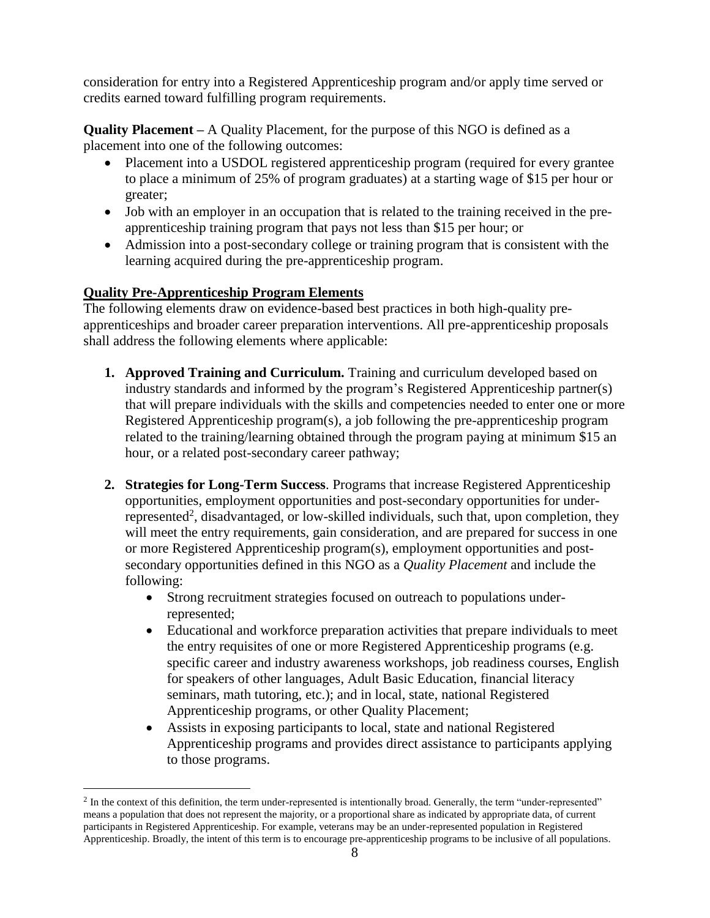consideration for entry into a Registered Apprenticeship program and/or apply time served or credits earned toward fulfilling program requirements.

**Quality Placement –** A Quality Placement, for the purpose of this NGO is defined as a placement into one of the following outcomes:

- Placement into a USDOL registered apprenticeship program (required for every grantee to place a minimum of 25% of program graduates) at a starting wage of $15 per hour or greater;
- Job with an employer in an occupation that is related to the training received in the pre-apprenticeship training program that pays not less than $15 per hour; or
- Admission into a post-secondary college or training program that is consistent with the learning acquired during the pre-apprenticeship program.

**Quality Pre-Apprenticeship Program Elements**

The following elements draw on evidence-based best practices in both high-quality pre-apprenticeships and broader career preparation interventions. All pre-apprenticeship proposals shall address the following elements where applicable:

1. **Approved Training and Curriculum.** Training and curriculum developed based on industry standards and informed by the program's Registered Apprenticeship partner(s) that will prepare individuals with the skills and competencies needed to enter one or more Registered Apprenticeship program(s), a job following the pre-apprenticeship program related to the training/learning obtained through the program paying at minimum $15 an hour, or a related post-secondary career pathway;

2. **Strategies for Long-Term Success**. Programs that increase Registered Apprenticeship opportunities, employment opportunities and post-secondary opportunities for under-represented[2], disadvantaged, or low-skilled individuals, such that, upon completion, they will meet the entry requirements, gain consideration, and are prepared for success in one or more Registered Apprenticeship program(s), employment opportunities and post-secondary opportunities defined in this NGO as a *Quality Placement* and include the following:
   - Strong recruitment strategies focused on outreach to populations under-represented;
   - Educational and workforce preparation activities that prepare individuals to meet the entry requisites of one or more Registered Apprenticeship programs (e.g. specific career and industry awareness workshops, job readiness courses, English for speakers of other languages, Adult Basic Education, financial literacy seminars, math tutoring, etc.); and in local, state, national Registered Apprenticeship programs, or other Quality Placement;
   - Assists in exposing participants to local, state and national Registered Apprenticeship programs and provides direct assistance to participants applying to those programs.

[2] In the context of this definition, the term under-represented is intentionally broad. Generally, the term "under-represented" means a population that does not represent the majority, or a proportional share as indicated by appropriate data, of current participants in Registered Apprenticeship. For example, veterans may be an under-represented population in Registered Apprenticeship. Broadly, the intent of this term is to encourage pre-apprenticeship programs to be inclusive of all populations.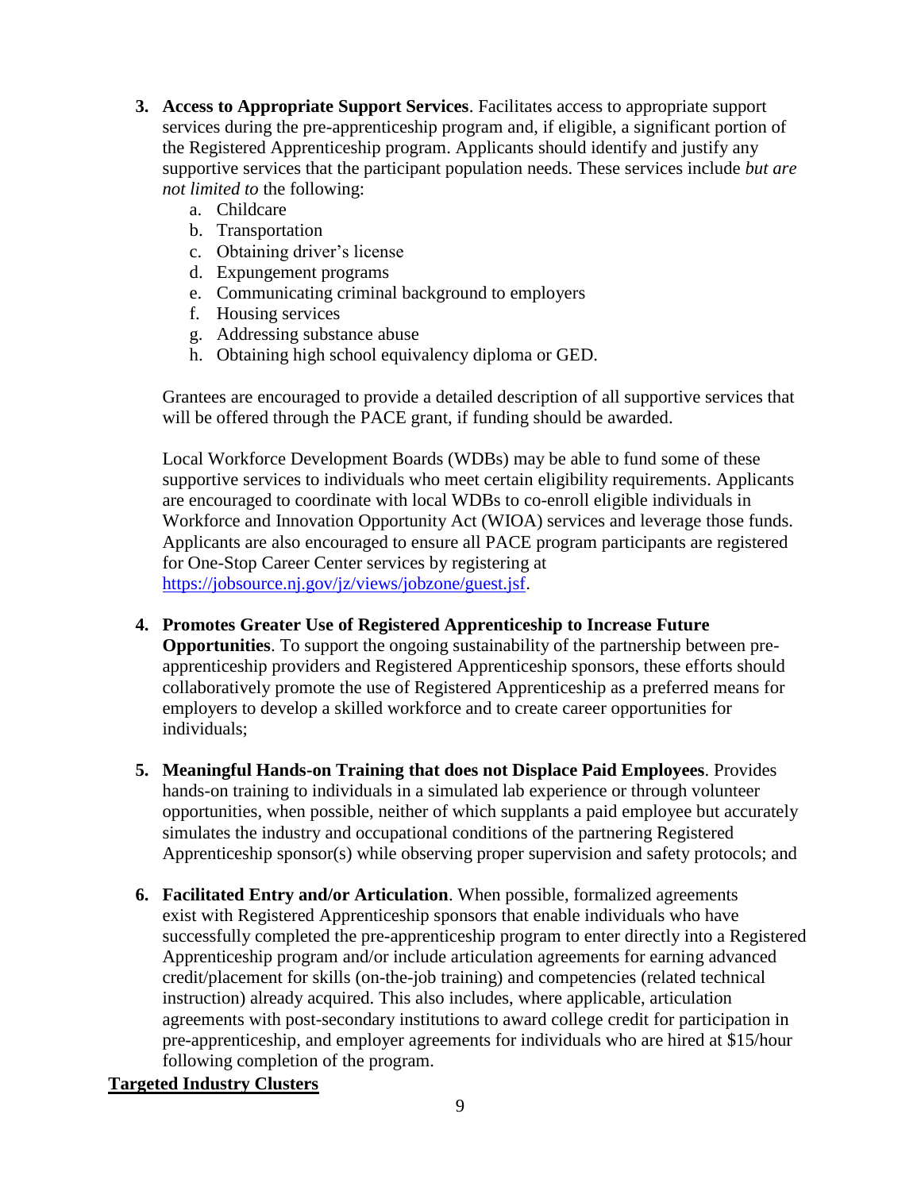3. **Access to Appropriate Support Services**. Facilitates access to appropriate support services during the pre-apprenticeship program and, if eligible, a significant portion of the Registered Apprenticeship program. Applicants should identify and justify any supportive services that the participant population needs. These services include *but are not limited to* the following:
    a. Childcare
    b. Transportation
    c. Obtaining driver's license
    d. Expungement programs
    e. Communicating criminal background to employers
    f. Housing services
    g. Addressing substance abuse
    h. Obtaining high school equivalency diploma or GED.

    Grantees are encouraged to provide a detailed description of all supportive services that will be offered through the PACE grant, if funding should be awarded.

    Local Workforce Development Boards (WDBs) may be able to fund some of these supportive services to individuals who meet certain eligibility requirements. Applicants are encouraged to coordinate with local WDBs to co-enroll eligible individuals in Workforce and Innovation Opportunity Act (WIOA) services and leverage those funds. Applicants are also encouraged to ensure all PACE program participants are registered for One-Stop Career Center services by registering at [https://jobsource.nj.gov/jz/views/jobzone/guest.jsf](https://jobsource.nj.gov/jz/views/jobzone/guest.jsf).

4. **Promotes Greater Use of Registered Apprenticeship to Increase Future Opportunities**. To support the ongoing sustainability of the partnership between pre-apprenticeship providers and Registered Apprenticeship sponsors, these efforts should collaboratively promote the use of Registered Apprenticeship as a preferred means for employers to develop a skilled workforce and to create career opportunities for individuals;

5. **Meaningful Hands-on Training that does not Displace Paid Employees**. Provides hands-on training to individuals in a simulated lab experience or through volunteer opportunities, when possible, neither of which supplants a paid employee but accurately simulates the industry and occupational conditions of the partnering Registered Apprenticeship sponsor(s) while observing proper supervision and safety protocols; and

6. **Facilitated Entry and/or Articulation**. When possible, formalized agreements exist with Registered Apprenticeship sponsors that enable individuals who have successfully completed the pre-apprenticeship program to enter directly into a Registered Apprenticeship program and/or include articulation agreements for earning advanced credit/placement for skills (on-the-job training) and competencies (related technical instruction) already acquired. This also includes, where applicable, articulation agreements with post-secondary institutions to award college credit for participation in pre-apprenticeship, and employer agreements for individuals who are hired at $15/hour following completion of the program.

**Targeted Industry Clusters**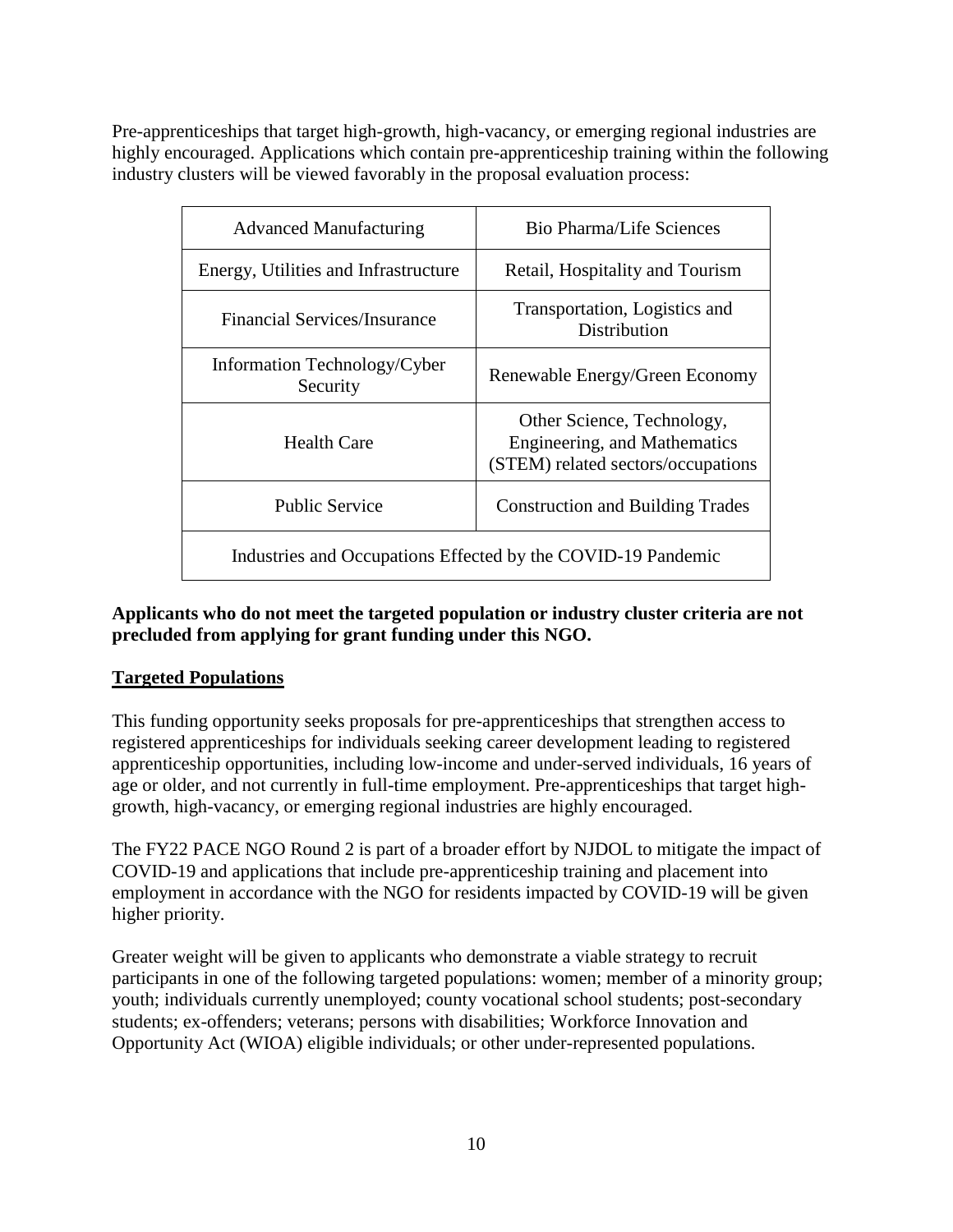Pre-apprenticeships that target high-growth, high-vacancy, or emerging regional industries are highly encouraged. Applications which contain pre-apprenticeship training within the following industry clusters will be viewed favorably in the proposal evaluation process:

| | |
|---|---|
| Advanced Manufacturing | Bio Pharma/Life Sciences |
| Energy, Utilities and Infrastructure | Retail, Hospitality and Tourism |
| Financial Services/Insurance | Transportation, Logistics and Distribution |
| Information Technology/Cyber Security | Renewable Energy/Green Economy |
| Health Care | Other Science, Technology, Engineering, and Mathematics (STEM) related sectors/occupations |
| Public Service | Construction and Building Trades |
| Industries and Occupations Effected by the COVID-19 Pandemic | |

**Applicants who do not meet the targeted population or industry cluster criteria are not precluded from applying for grant funding under this NGO.**

## Targeted Populations

This funding opportunity seeks proposals for pre-apprenticeships that strengthen access to registered apprenticeships for individuals seeking career development leading to registered apprenticeship opportunities, including low-income and under-served individuals, 16 years of age or older, and not currently in full-time employment. Pre-apprenticeships that target high-growth, high-vacancy, or emerging regional industries are highly encouraged.

The FY22 PACE NGO Round 2 is part of a broader effort by NJDOL to mitigate the impact of COVID-19 and applications that include pre-apprenticeship training and placement into employment in accordance with the NGO for residents impacted by COVID-19 will be given higher priority.

Greater weight will be given to applicants who demonstrate a viable strategy to recruit participants in one of the following targeted populations: women; member of a minority group; youth; individuals currently unemployed; county vocational school students; post-secondary students; ex-offenders; veterans; persons with disabilities; Workforce Innovation and Opportunity Act (WIOA) eligible individuals; or other under-represented populations.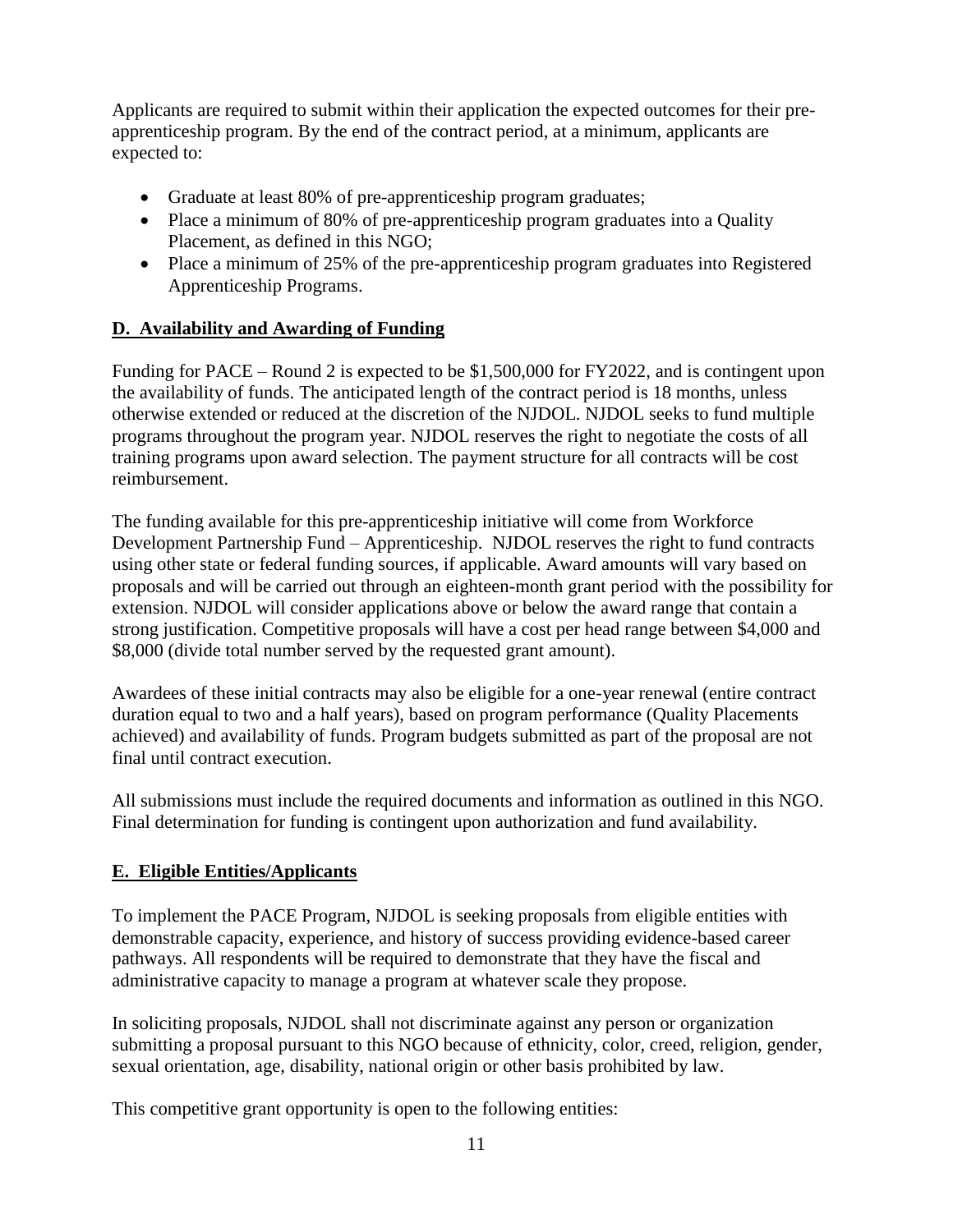Applicants are required to submit within their application the expected outcomes for their pre-apprenticeship program. By the end of the contract period, at a minimum, applicants are expected to:

- Graduate at least 80% of pre-apprenticeship program graduates;
- Place a minimum of 80% of pre-apprenticeship program graduates into a Quality Placement, as defined in this NGO;
- Place a minimum of 25% of the pre-apprenticeship program graduates into Registered Apprenticeship Programs.

## D. Availability and Awarding of Funding

Funding for PACE – Round 2 is expected to be $1,500,000 for FY2022, and is contingent upon the availability of funds. The anticipated length of the contract period is 18 months, unless otherwise extended or reduced at the discretion of the NJDOL. NJDOL seeks to fund multiple programs throughout the program year. NJDOL reserves the right to negotiate the costs of all training programs upon award selection. The payment structure for all contracts will be cost reimbursement.

The funding available for this pre-apprenticeship initiative will come from Workforce Development Partnership Fund – Apprenticeship. NJDOL reserves the right to fund contracts using other state or federal funding sources, if applicable. Award amounts will vary based on proposals and will be carried out through an eighteen-month grant period with the possibility for extension. NJDOL will consider applications above or below the award range that contain a strong justification. Competitive proposals will have a cost per head range between $4,000 and $8,000 (divide total number served by the requested grant amount).

Awardees of these initial contracts may also be eligible for a one-year renewal (entire contract duration equal to two and a half years), based on program performance (Quality Placements achieved) and availability of funds. Program budgets submitted as part of the proposal are not final until contract execution.

All submissions must include the required documents and information as outlined in this NGO. Final determination for funding is contingent upon authorization and fund availability.

## E. Eligible Entities/Applicants

To implement the PACE Program, NJDOL is seeking proposals from eligible entities with demonstrable capacity, experience, and history of success providing evidence-based career pathways. All respondents will be required to demonstrate that they have the fiscal and administrative capacity to manage a program at whatever scale they propose.

In soliciting proposals, NJDOL shall not discriminate against any person or organization submitting a proposal pursuant to this NGO because of ethnicity, color, creed, religion, gender, sexual orientation, age, disability, national origin or other basis prohibited by law.

This competitive grant opportunity is open to the following entities: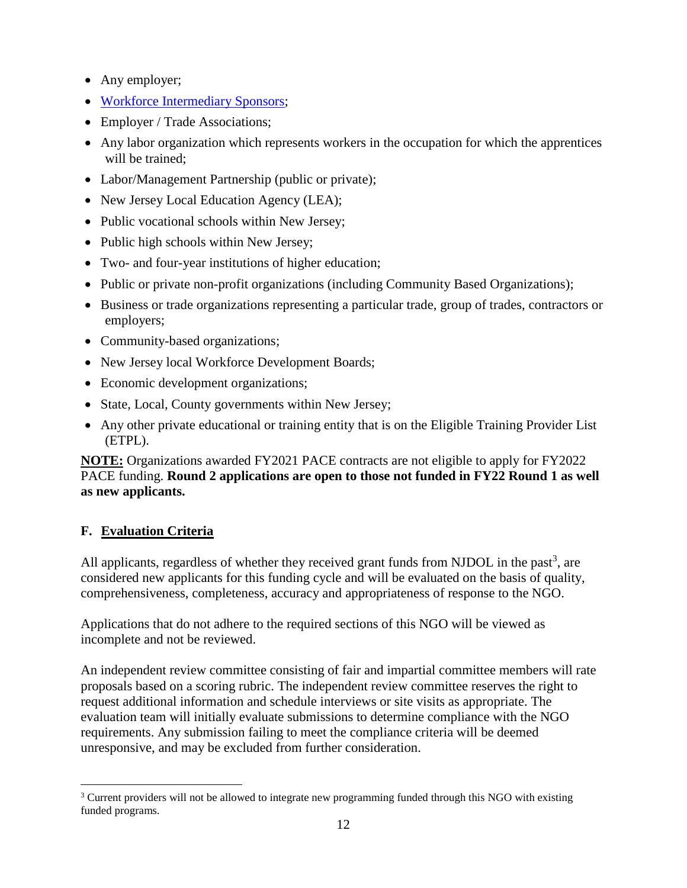- Any employer;
- Workforce Intermediary Sponsors;
- Employer / Trade Associations;
- Any labor organization which represents workers in the occupation for which the apprentices will be trained;
- Labor/Management Partnership (public or private);
- New Jersey Local Education Agency (LEA);
- Public vocational schools within New Jersey;
- Public high schools within New Jersey;
- Two- and four-year institutions of higher education;
- Public or private non-profit organizations (including Community Based Organizations);
- Business or trade organizations representing a particular trade, group of trades, contractors or employers;
- Community-based organizations;
- New Jersey local Workforce Development Boards;
- Economic development organizations;
- State, Local, County governments within New Jersey;
- Any other private educational or training entity that is on the Eligible Training Provider List (ETPL).

**NOTE:** Organizations awarded FY2021 PACE contracts are not eligible to apply for FY2022 PACE funding. **Round 2 applications are open to those not funded in FY22 Round 1 as well as new applicants.**

## F. Evaluation Criteria

All applicants, regardless of whether they received grant funds from NJDOL in the past[3], are considered new applicants for this funding cycle and will be evaluated on the basis of quality, comprehensiveness, completeness, accuracy and appropriateness of response to the NGO.

Applications that do not adhere to the required sections of this NGO will be viewed as incomplete and not be reviewed.

An independent review committee consisting of fair and impartial committee members will rate proposals based on a scoring rubric. The independent review committee reserves the right to request additional information and schedule interviews or site visits as appropriate. The evaluation team will initially evaluate submissions to determine compliance with the NGO requirements. Any submission failing to meet the compliance criteria will be deemed unresponsive, and may be excluded from further consideration.

[3] Current providers will not be allowed to integrate new programming funded through this NGO with existing funded programs.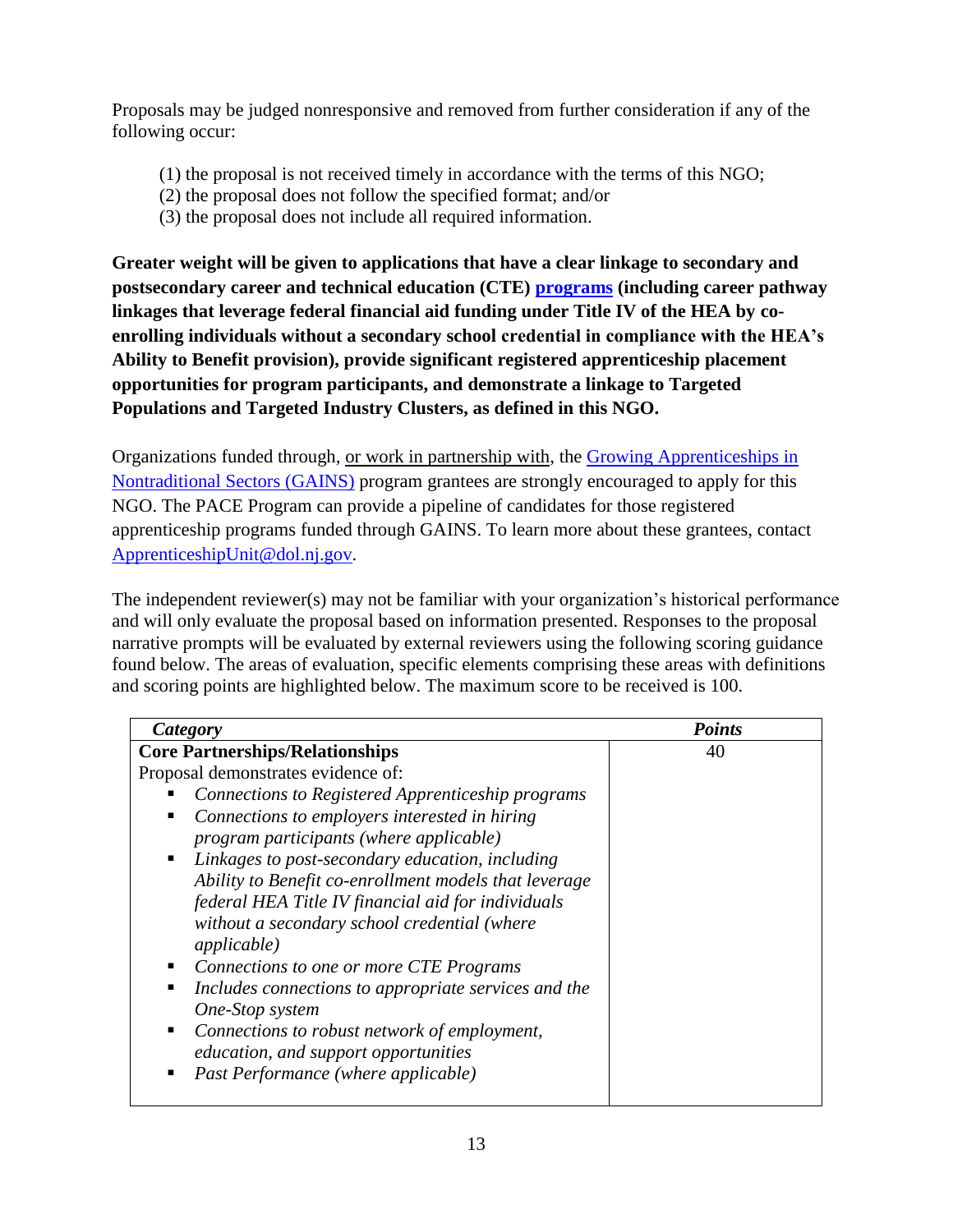Proposals may be judged nonresponsive and removed from further consideration if any of the following occur:

(1) the proposal is not received timely in accordance with the terms of this NGO;
(2) the proposal does not follow the specified format; and/or
(3) the proposal does not include all required information.

**Greater weight will be given to applications that have a clear linkage to secondary and postsecondary career and technical education (CTE) programs (including career pathway linkages that leverage federal financial aid funding under Title IV of the HEA by co-enrolling individuals without a secondary school credential in compliance with the HEA's Ability to Benefit provision), provide significant registered apprenticeship placement opportunities for program participants, and demonstrate a linkage to Targeted Populations and Targeted Industry Clusters, as defined in this NGO.**

Organizations funded through, or work in partnership with, the Growing Apprenticeships in Nontraditional Sectors (GAINS) program grantees are strongly encouraged to apply for this NGO. The PACE Program can provide a pipeline of candidates for those registered apprenticeship programs funded through GAINS. To learn more about these grantees, contact ApprenticeshipUnit@dol.nj.gov.

The independent reviewer(s) may not be familiar with your organization's historical performance and will only evaluate the proposal based on information presented. Responses to the proposal narrative prompts will be evaluated by external reviewers using the following scoring guidance found below. The areas of evaluation, specific elements comprising these areas with definitions and scoring points are highlighted below. The maximum score to be received is 100.

| *Category* | *Points* |
|---|---|
| **Core Partnerships/Relationships**<br>Proposal demonstrates evidence of:<br>▪ *Connections to Registered Apprenticeship programs*<br>▪ *Connections to employers interested in hiring program participants (where applicable)*<br>▪ *Linkages to post-secondary education, including Ability to Benefit co-enrollment models that leverage federal HEA Title IV financial aid for individuals without a secondary school credential (where applicable)*<br>▪ *Connections to one or more CTE Programs*<br>▪ *Includes connections to appropriate services and the One-Stop system*<br>▪ *Connections to robust network of employment, education, and support opportunities*<br>▪ *Past Performance (where applicable)* | 40 |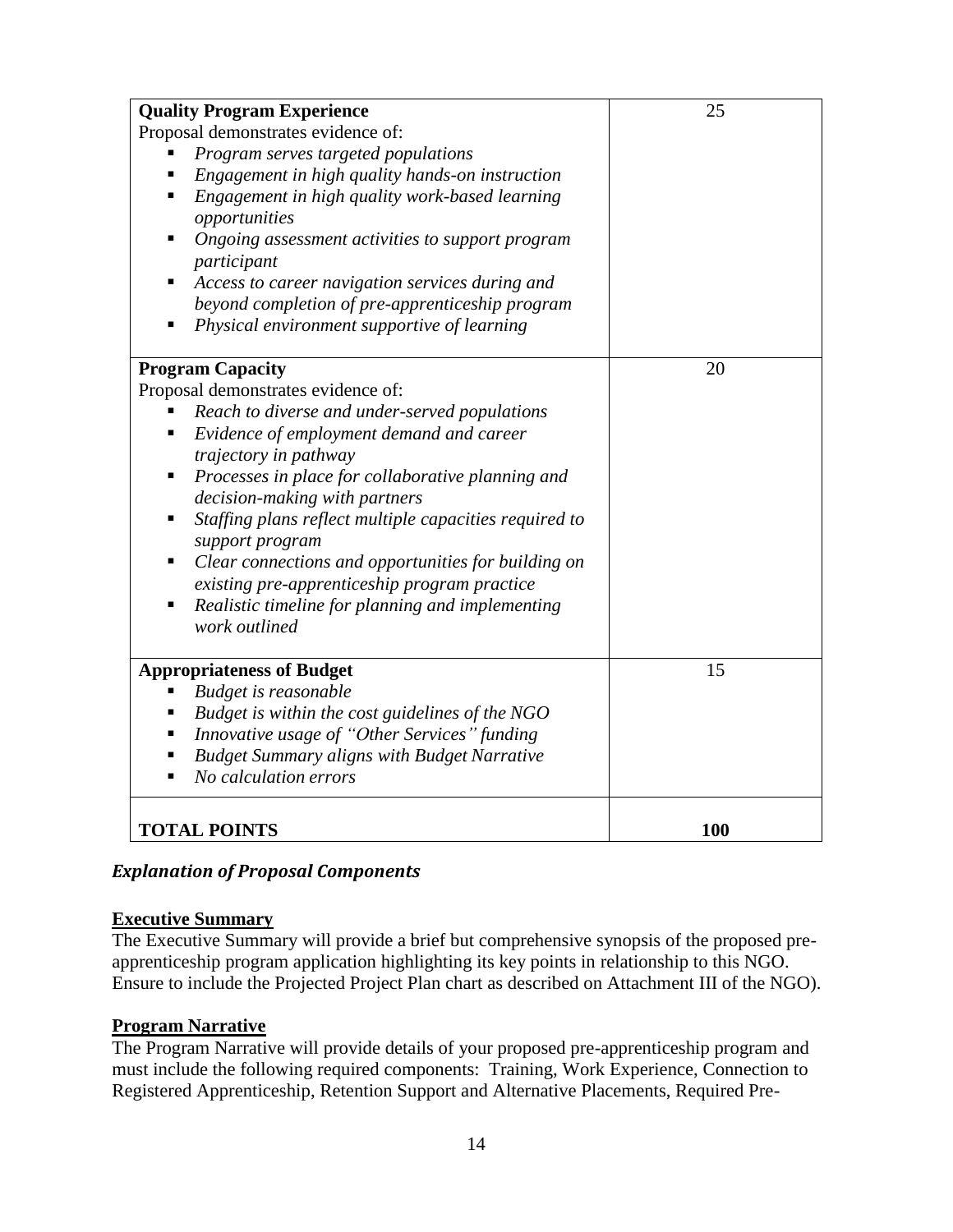| | |
|---|---|
| **Quality Program Experience**<br>Proposal demonstrates evidence of:<br>▪ *Program serves targeted populations*<br>▪ *Engagement in high quality hands-on instruction*<br>▪ *Engagement in high quality work-based learning opportunities*<br>▪ *Ongoing assessment activities to support program participant*<br>▪ *Access to career navigation services during and beyond completion of pre-apprenticeship program*<br>▪ *Physical environment supportive of learning* | 25 |
| **Program Capacity**<br>Proposal demonstrates evidence of:<br>▪ *Reach to diverse and under-served populations*<br>▪ *Evidence of employment demand and career trajectory in pathway*<br>▪ *Processes in place for collaborative planning and decision-making with partners*<br>▪ *Staffing plans reflect multiple capacities required to support program*<br>▪ *Clear connections and opportunities for building on existing pre-apprenticeship program practice*<br>▪ *Realistic timeline for planning and implementing work outlined* | 20 |
| **Appropriateness of Budget**<br>▪ *Budget is reasonable*<br>▪ *Budget is within the cost guidelines of the NGO*<br>▪ *Innovative usage of "Other Services" funding*<br>▪ *Budget Summary aligns with Budget Narrative*<br>▪ *No calculation errors* | 15 |
| **TOTAL POINTS** | **100** |

### *Explanation of Proposal Components*

**Executive Summary**

The Executive Summary will provide a brief but comprehensive synopsis of the proposed pre-apprenticeship program application highlighting its key points in relationship to this NGO. Ensure to include the Projected Project Plan chart as described on Attachment III of the NGO).

**Program Narrative**

The Program Narrative will provide details of your proposed pre-apprenticeship program and must include the following required components: Training, Work Experience, Connection to Registered Apprenticeship, Retention Support and Alternative Placements, Required Pre-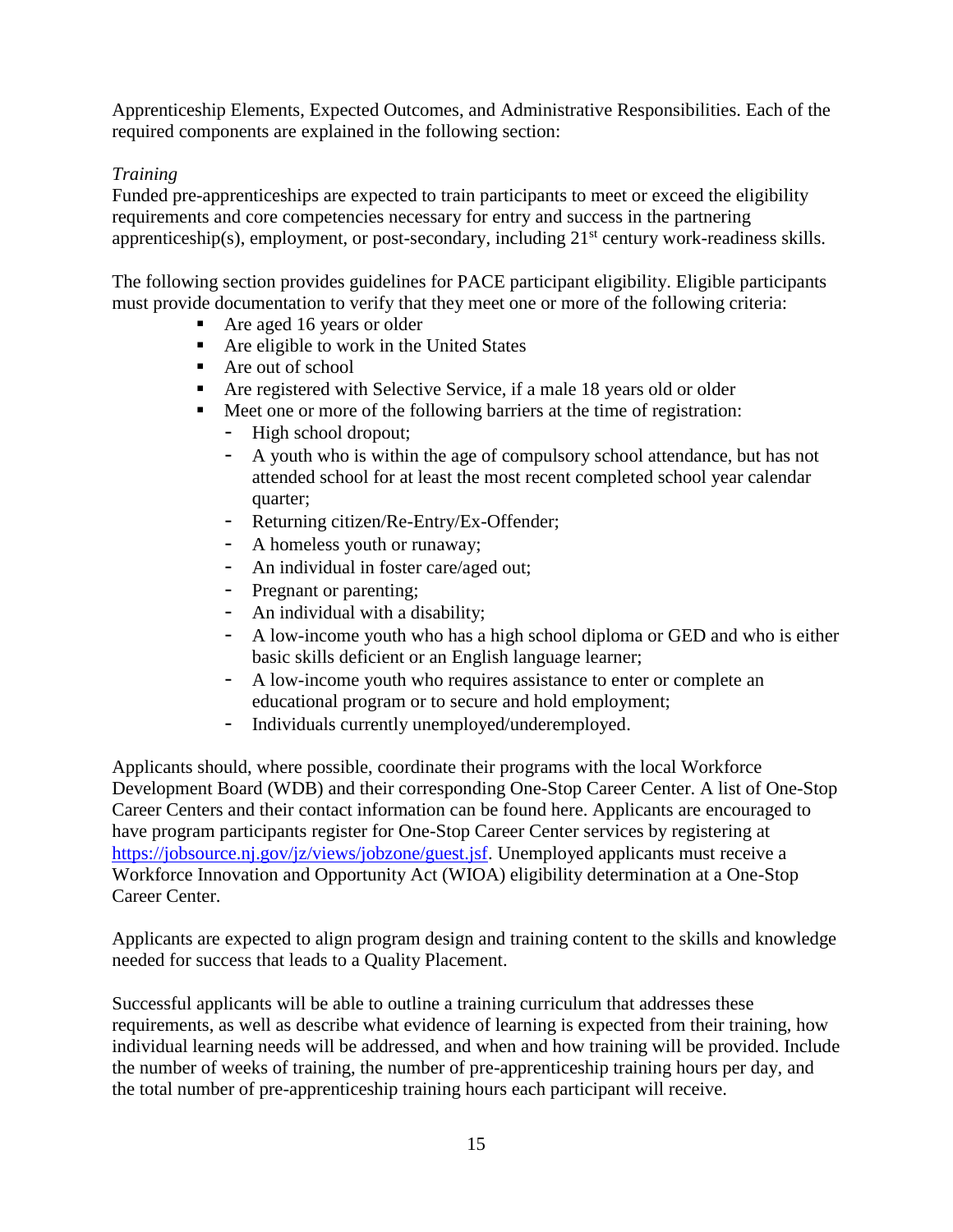Apprenticeship Elements, Expected Outcomes, and Administrative Responsibilities. Each of the required components are explained in the following section:

*Training*

Funded pre-apprenticeships are expected to train participants to meet or exceed the eligibility requirements and core competencies necessary for entry and success in the partnering apprenticeship(s), employment, or post-secondary, including 21st century work-readiness skills.

The following section provides guidelines for PACE participant eligibility. Eligible participants must provide documentation to verify that they meet one or more of the following criteria:

- Are aged 16 years or older
- Are eligible to work in the United States
- Are out of school
- Are registered with Selective Service, if a male 18 years old or older
- Meet one or more of the following barriers at the time of registration:
  - High school dropout;
  - A youth who is within the age of compulsory school attendance, but has not attended school for at least the most recent completed school year calendar quarter;
  - Returning citizen/Re-Entry/Ex-Offender;
  - A homeless youth or runaway;
  - An individual in foster care/aged out;
  - Pregnant or parenting;
  - An individual with a disability;
  - A low-income youth who has a high school diploma or GED and who is either basic skills deficient or an English language learner;
  - A low-income youth who requires assistance to enter or complete an educational program or to secure and hold employment;
  - Individuals currently unemployed/underemployed.

Applicants should, where possible, coordinate their programs with the local Workforce Development Board (WDB) and their corresponding One-Stop Career Center. A list of One-Stop Career Centers and their contact information can be found here. Applicants are encouraged to have program participants register for One-Stop Career Center services by registering at https://jobsource.nj.gov/jz/views/jobzone/guest.jsf. Unemployed applicants must receive a Workforce Innovation and Opportunity Act (WIOA) eligibility determination at a One-Stop Career Center.

Applicants are expected to align program design and training content to the skills and knowledge needed for success that leads to a Quality Placement.

Successful applicants will be able to outline a training curriculum that addresses these requirements, as well as describe what evidence of learning is expected from their training, how individual learning needs will be addressed, and when and how training will be provided. Include the number of weeks of training, the number of pre-apprenticeship training hours per day, and the total number of pre-apprenticeship training hours each participant will receive.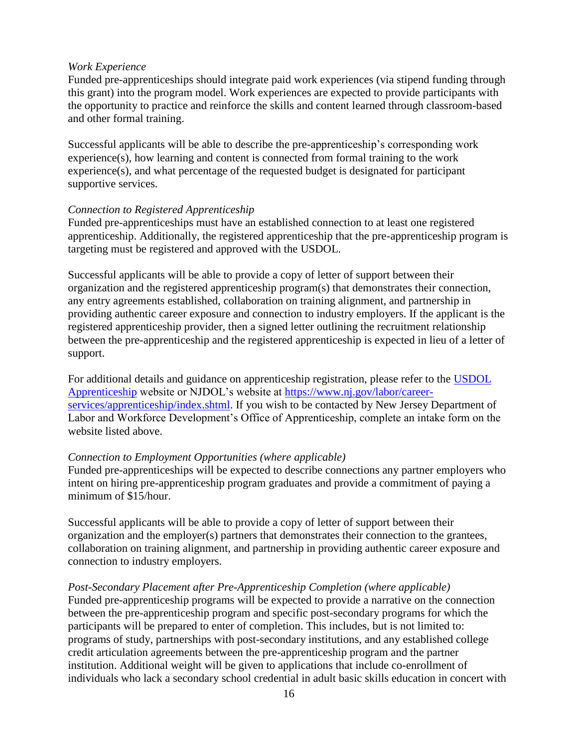*Work Experience*
Funded pre-apprenticeships should integrate paid work experiences (via stipend funding through this grant) into the program model. Work experiences are expected to provide participants with the opportunity to practice and reinforce the skills and content learned through classroom-based and other formal training.

Successful applicants will be able to describe the pre-apprenticeship's corresponding work experience(s), how learning and content is connected from formal training to the work experience(s), and what percentage of the requested budget is designated for participant supportive services.

*Connection to Registered Apprenticeship*
Funded pre-apprenticeships must have an established connection to at least one registered apprenticeship. Additionally, the registered apprenticeship that the pre-apprenticeship program is targeting must be registered and approved with the USDOL.

Successful applicants will be able to provide a copy of letter of support between their organization and the registered apprenticeship program(s) that demonstrates their connection, any entry agreements established, collaboration on training alignment, and partnership in providing authentic career exposure and connection to industry employers. If the applicant is the registered apprenticeship provider, then a signed letter outlining the recruitment relationship between the pre-apprenticeship and the registered apprenticeship is expected in lieu of a letter of support.

For additional details and guidance on apprenticeship registration, please refer to the [USDOL Apprenticeship](USDOL Apprenticeship) website or NJDOL's website at [https://www.nj.gov/labor/career-services/apprenticeship/index.shtml](https://www.nj.gov/labor/career-services/apprenticeship/index.shtml). If you wish to be contacted by New Jersey Department of Labor and Workforce Development's Office of Apprenticeship, complete an intake form on the website listed above.

*Connection to Employment Opportunities (where applicable)*
Funded pre-apprenticeships will be expected to describe connections any partner employers who intent on hiring pre-apprenticeship program graduates and provide a commitment of paying a minimum of $15/hour.

Successful applicants will be able to provide a copy of letter of support between their organization and the employer(s) partners that demonstrates their connection to the grantees, collaboration on training alignment, and partnership in providing authentic career exposure and connection to industry employers.

*Post-Secondary Placement after Pre-Apprenticeship Completion (where applicable)*
Funded pre-apprenticeship programs will be expected to provide a narrative on the connection between the pre-apprenticeship program and specific post-secondary programs for which the participants will be prepared to enter of completion. This includes, but is not limited to: programs of study, partnerships with post-secondary institutions, and any established college credit articulation agreements between the pre-apprenticeship program and the partner institution. Additional weight will be given to applications that include co-enrollment of individuals who lack a secondary school credential in adult basic skills education in concert with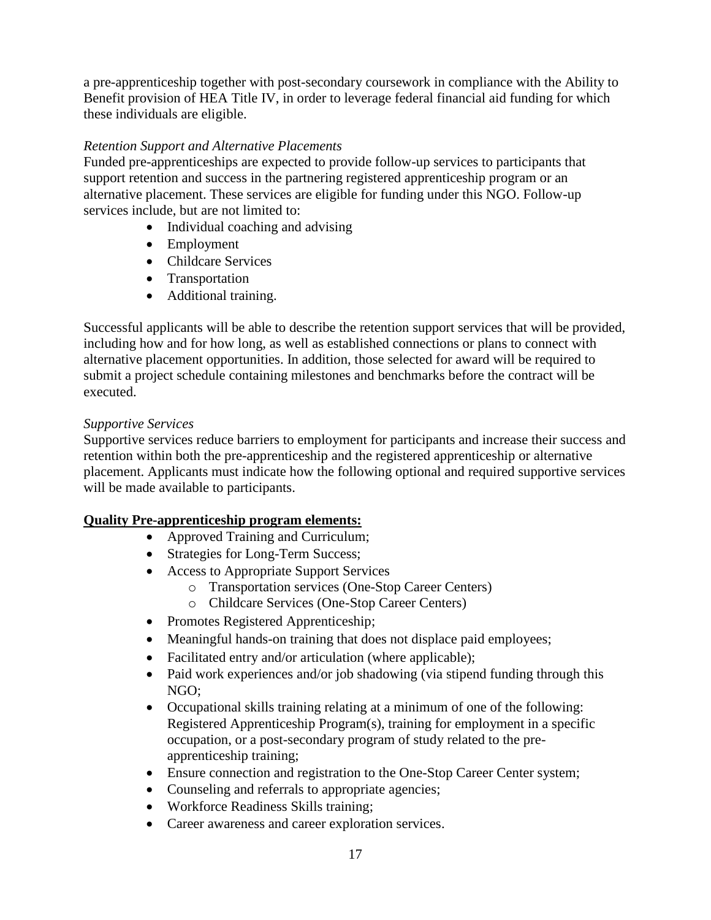a pre-apprenticeship together with post-secondary coursework in compliance with the Ability to Benefit provision of HEA Title IV, in order to leverage federal financial aid funding for which these individuals are eligible.

*Retention Support and Alternative Placements*

Funded pre-apprenticeships are expected to provide follow-up services to participants that support retention and success in the partnering registered apprenticeship program or an alternative placement. These services are eligible for funding under this NGO. Follow-up services include, but are not limited to:

- Individual coaching and advising
- Employment
- Childcare Services
- Transportation
- Additional training.

Successful applicants will be able to describe the retention support services that will be provided, including how and for how long, as well as established connections or plans to connect with alternative placement opportunities. In addition, those selected for award will be required to submit a project schedule containing milestones and benchmarks before the contract will be executed.

*Supportive Services*

Supportive services reduce barriers to employment for participants and increase their success and retention within both the pre-apprenticeship and the registered apprenticeship or alternative placement. Applicants must indicate how the following optional and required supportive services will be made available to participants.

**Quality Pre-apprenticeship program elements:**

- Approved Training and Curriculum;
- Strategies for Long-Term Success;
- Access to Appropriate Support Services
  - Transportation services (One-Stop Career Centers)
  - Childcare Services (One-Stop Career Centers)
- Promotes Registered Apprenticeship;
- Meaningful hands-on training that does not displace paid employees;
- Facilitated entry and/or articulation (where applicable);
- Paid work experiences and/or job shadowing (via stipend funding through this NGO;
- Occupational skills training relating at a minimum of one of the following: Registered Apprenticeship Program(s), training for employment in a specific occupation, or a post-secondary program of study related to the pre-apprenticeship training;
- Ensure connection and registration to the One-Stop Career Center system;
- Counseling and referrals to appropriate agencies;
- Workforce Readiness Skills training;
- Career awareness and career exploration services.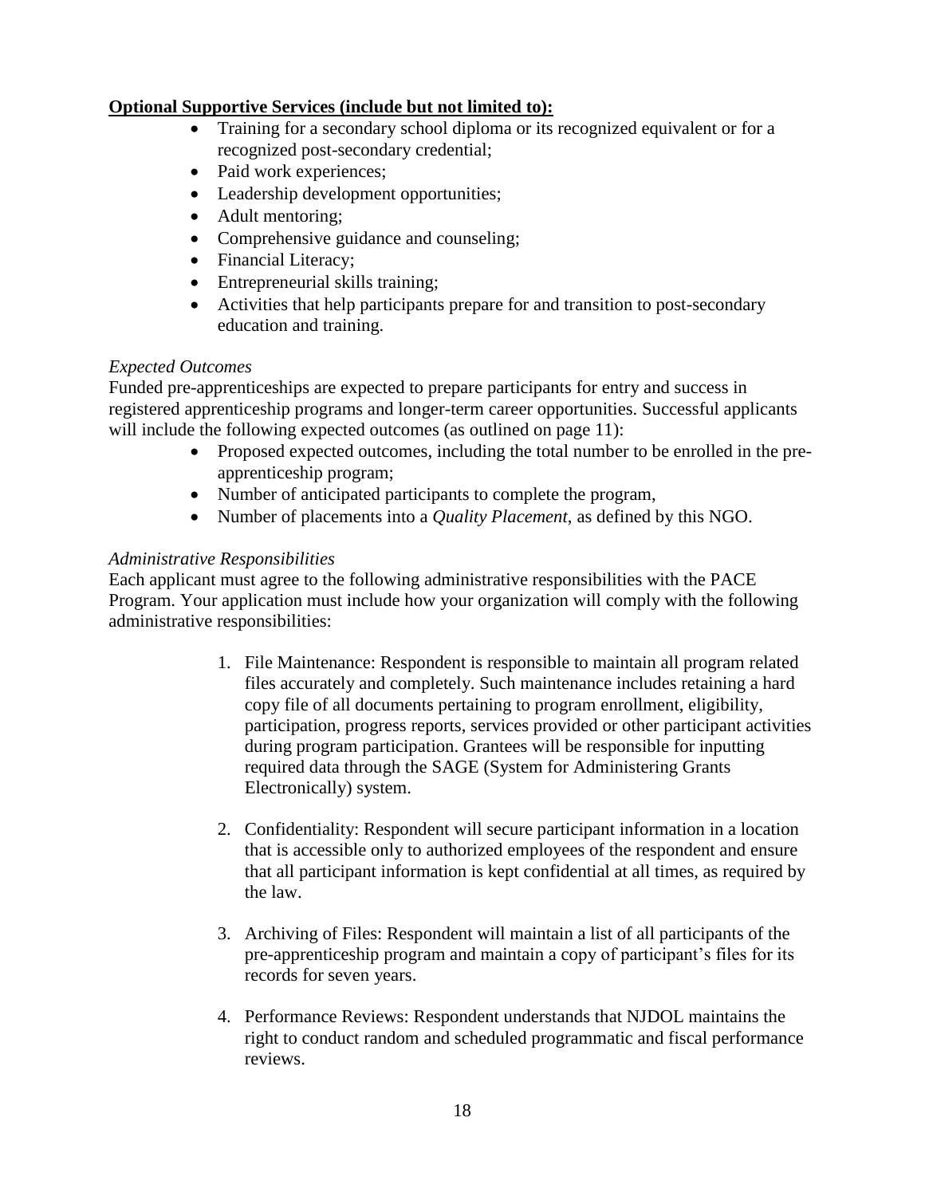**Optional Supportive Services (include but not limited to):**

- Training for a secondary school diploma or its recognized equivalent or for a recognized post-secondary credential;
- Paid work experiences;
- Leadership development opportunities;
- Adult mentoring;
- Comprehensive guidance and counseling;
- Financial Literacy;
- Entrepreneurial skills training;
- Activities that help participants prepare for and transition to post-secondary education and training.

*Expected Outcomes*

Funded pre-apprenticeships are expected to prepare participants for entry and success in registered apprenticeship programs and longer-term career opportunities. Successful applicants will include the following expected outcomes (as outlined on page 11):

- Proposed expected outcomes, including the total number to be enrolled in the pre-apprenticeship program;
- Number of anticipated participants to complete the program,
- Number of placements into a *Quality Placement,* as defined by this NGO.

*Administrative Responsibilities*

Each applicant must agree to the following administrative responsibilities with the PACE Program. Your application must include how your organization will comply with the following administrative responsibilities:

1. File Maintenance: Respondent is responsible to maintain all program related files accurately and completely. Such maintenance includes retaining a hard copy file of all documents pertaining to program enrollment, eligibility, participation, progress reports, services provided or other participant activities during program participation. Grantees will be responsible for inputting required data through the SAGE (System for Administering Grants Electronically) system.

2. Confidentiality: Respondent will secure participant information in a location that is accessible only to authorized employees of the respondent and ensure that all participant information is kept confidential at all times, as required by the law.

3. Archiving of Files: Respondent will maintain a list of all participants of the pre-apprenticeship program and maintain a copy of participant's files for its records for seven years.

4. Performance Reviews: Respondent understands that NJDOL maintains the right to conduct random and scheduled programmatic and fiscal performance reviews.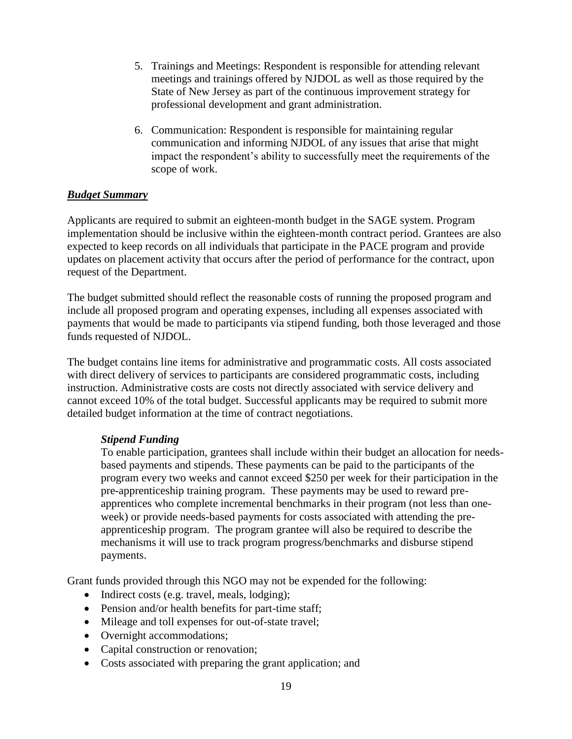5. Trainings and Meetings: Respondent is responsible for attending relevant meetings and trainings offered by NJDOL as well as those required by the State of New Jersey as part of the continuous improvement strategy for professional development and grant administration.

6. Communication: Respondent is responsible for maintaining regular communication and informing NJDOL of any issues that arise that might impact the respondent's ability to successfully meet the requirements of the scope of work.

***Budget Summary***

Applicants are required to submit an eighteen-month budget in the SAGE system. Program implementation should be inclusive within the eighteen-month contract period. Grantees are also expected to keep records on all individuals that participate in the PACE program and provide updates on placement activity that occurs after the period of performance for the contract, upon request of the Department.

The budget submitted should reflect the reasonable costs of running the proposed program and include all proposed program and operating expenses, including all expenses associated with payments that would be made to participants via stipend funding, both those leveraged and those funds requested of NJDOL.

The budget contains line items for administrative and programmatic costs. All costs associated with direct delivery of services to participants are considered programmatic costs, including instruction. Administrative costs are costs not directly associated with service delivery and cannot exceed 10% of the total budget. Successful applicants may be required to submit more detailed budget information at the time of contract negotiations.

***Stipend Funding***

To enable participation, grantees shall include within their budget an allocation for needs-based payments and stipends. These payments can be paid to the participants of the program every two weeks and cannot exceed $250 per week for their participation in the pre-apprenticeship training program. These payments may be used to reward pre-apprentices who complete incremental benchmarks in their program (not less than one-week) or provide needs-based payments for costs associated with attending the pre-apprenticeship program. The program grantee will also be required to describe the mechanisms it will use to track program progress/benchmarks and disburse stipend payments.

Grant funds provided through this NGO may not be expended for the following:

- Indirect costs (e.g. travel, meals, lodging);
- Pension and/or health benefits for part-time staff;
- Mileage and toll expenses for out-of-state travel;
- Overnight accommodations;
- Capital construction or renovation;
- Costs associated with preparing the grant application; and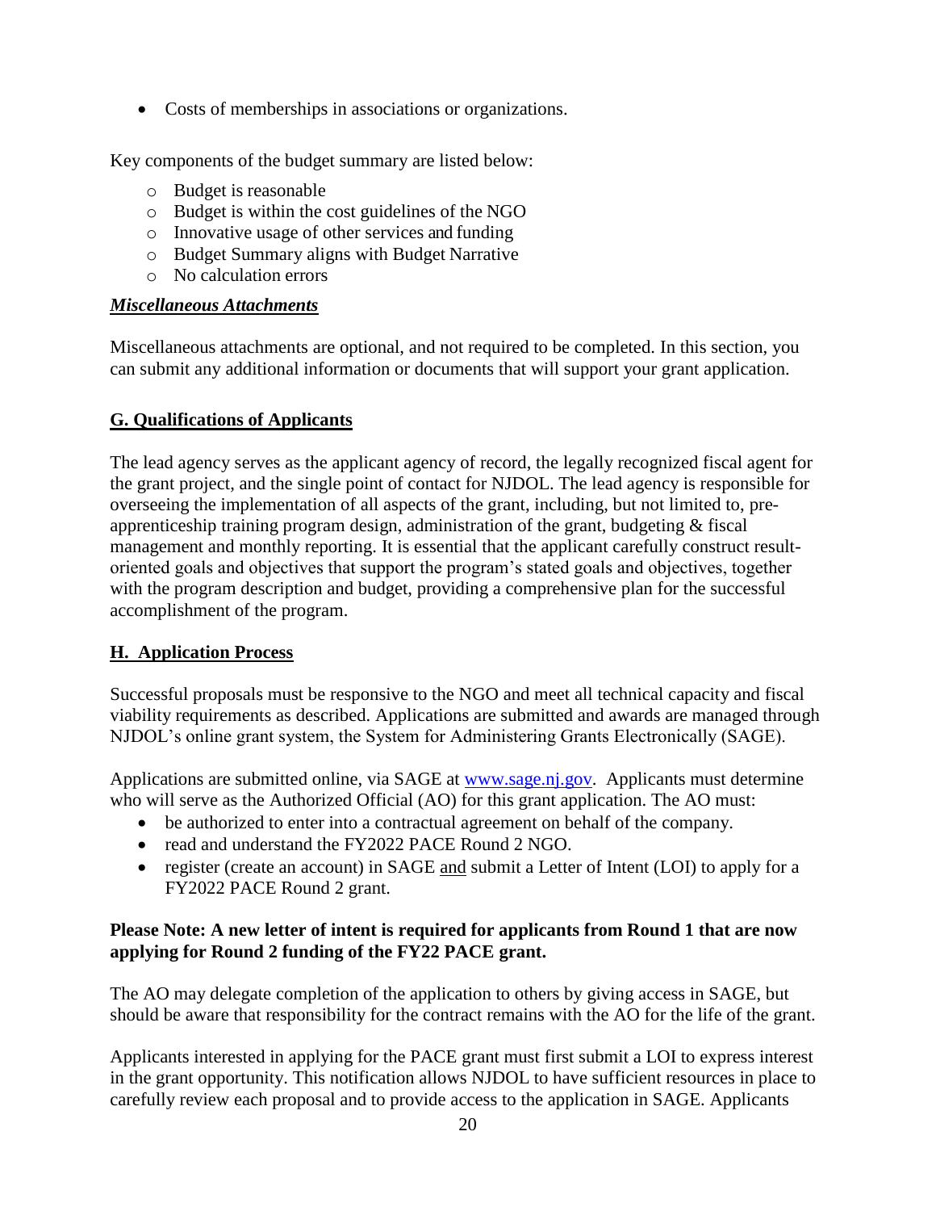- Costs of memberships in associations or organizations.

Key components of the budget summary are listed below:

- Budget is reasonable
- Budget is within the cost guidelines of the NGO
- Innovative usage of other services and funding
- Budget Summary aligns with Budget Narrative
- No calculation errors

***Miscellaneous Attachments***

Miscellaneous attachments are optional, and not required to be completed. In this section, you can submit any additional information or documents that will support your grant application.

## G. Qualifications of Applicants

The lead agency serves as the applicant agency of record, the legally recognized fiscal agent for the grant project, and the single point of contact for NJDOL. The lead agency is responsible for overseeing the implementation of all aspects of the grant, including, but not limited to, pre-apprenticeship training program design, administration of the grant, budgeting & fiscal management and monthly reporting. It is essential that the applicant carefully construct result-oriented goals and objectives that support the program's stated goals and objectives, together with the program description and budget, providing a comprehensive plan for the successful accomplishment of the program.

## H. Application Process

Successful proposals must be responsive to the NGO and meet all technical capacity and fiscal viability requirements as described. Applications are submitted and awards are managed through NJDOL's online grant system, the System for Administering Grants Electronically (SAGE).

Applications are submitted online, via SAGE at [www.sage.nj.gov](http://www.sage.nj.gov). Applicants must determine who will serve as the Authorized Official (AO) for this grant application. The AO must:

- be authorized to enter into a contractual agreement on behalf of the company.
- read and understand the FY2022 PACE Round 2 NGO.
- register (create an account) in SAGE and submit a Letter of Intent (LOI) to apply for a FY2022 PACE Round 2 grant.

**Please Note: A new letter of intent is required for applicants from Round 1 that are now applying for Round 2 funding of the FY22 PACE grant.**

The AO may delegate completion of the application to others by giving access in SAGE, but should be aware that responsibility for the contract remains with the AO for the life of the grant.

Applicants interested in applying for the PACE grant must first submit a LOI to express interest in the grant opportunity. This notification allows NJDOL to have sufficient resources in place to carefully review each proposal and to provide access to the application in SAGE. Applicants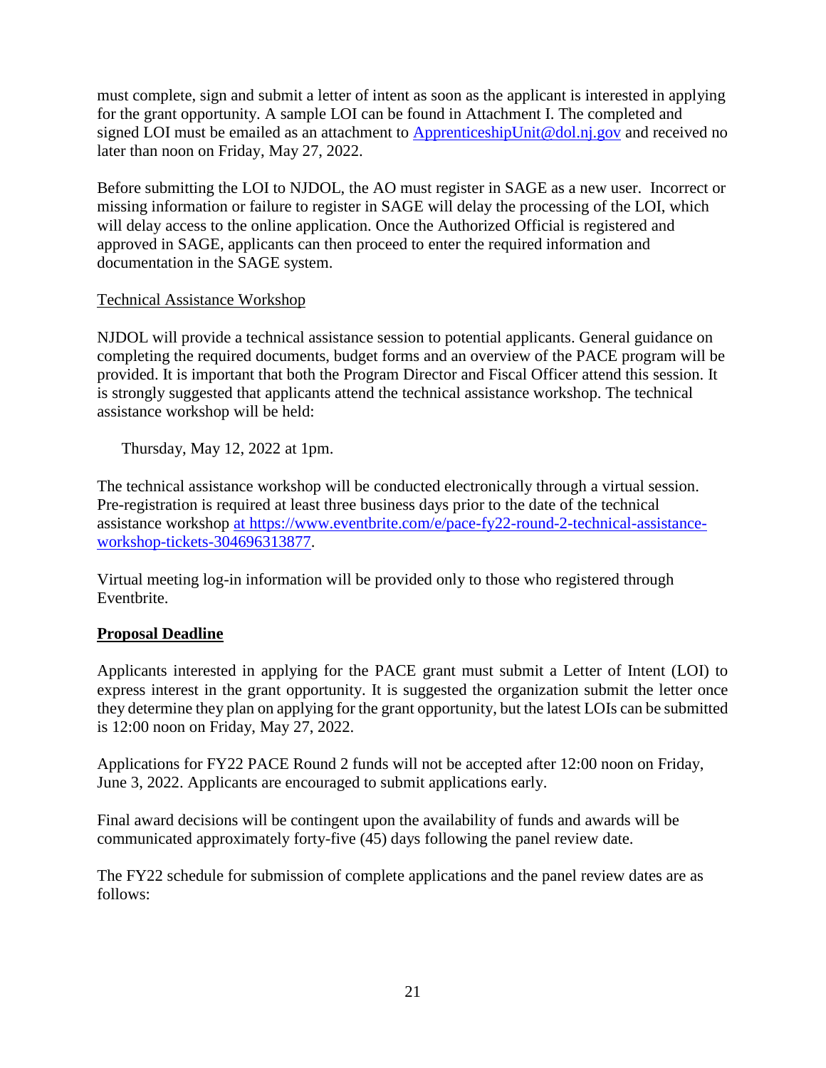must complete, sign and submit a letter of intent as soon as the applicant is interested in applying for the grant opportunity. A sample LOI can be found in Attachment I. The completed and signed LOI must be emailed as an attachment to [ApprenticeshipUnit@dol.nj.gov](mailto:ApprenticeshipUnit@dol.nj.gov) and received no later than noon on Friday, May 27, 2022.

Before submitting the LOI to NJDOL, the AO must register in SAGE as a new user. Incorrect or missing information or failure to register in SAGE will delay the processing of the LOI, which will delay access to the online application. Once the Authorized Official is registered and approved in SAGE, applicants can then proceed to enter the required information and documentation in the SAGE system.

Technical Assistance Workshop

NJDOL will provide a technical assistance session to potential applicants. General guidance on completing the required documents, budget forms and an overview of the PACE program will be provided. It is important that both the Program Director and Fiscal Officer attend this session. It is strongly suggested that applicants attend the technical assistance workshop. The technical assistance workshop will be held:

Thursday, May 12, 2022 at 1pm.

The technical assistance workshop will be conducted electronically through a virtual session. Pre-registration is required at least three business days prior to the date of the technical assistance workshop [at https://www.eventbrite.com/e/pace-fy22-round-2-technical-assistance-workshop-tickets-304696313877](https://www.eventbrite.com/e/pace-fy22-round-2-technical-assistance-workshop-tickets-304696313877).

Virtual meeting log-in information will be provided only to those who registered through Eventbrite.

## Proposal Deadline

Applicants interested in applying for the PACE grant must submit a Letter of Intent (LOI) to express interest in the grant opportunity. It is suggested the organization submit the letter once they determine they plan on applying for the grant opportunity, but the latest LOIs can be submitted is 12:00 noon on Friday, May 27, 2022.

Applications for FY22 PACE Round 2 funds will not be accepted after 12:00 noon on Friday, June 3, 2022. Applicants are encouraged to submit applications early.

Final award decisions will be contingent upon the availability of funds and awards will be communicated approximately forty-five (45) days following the panel review date.

The FY22 schedule for submission of complete applications and the panel review dates are as follows: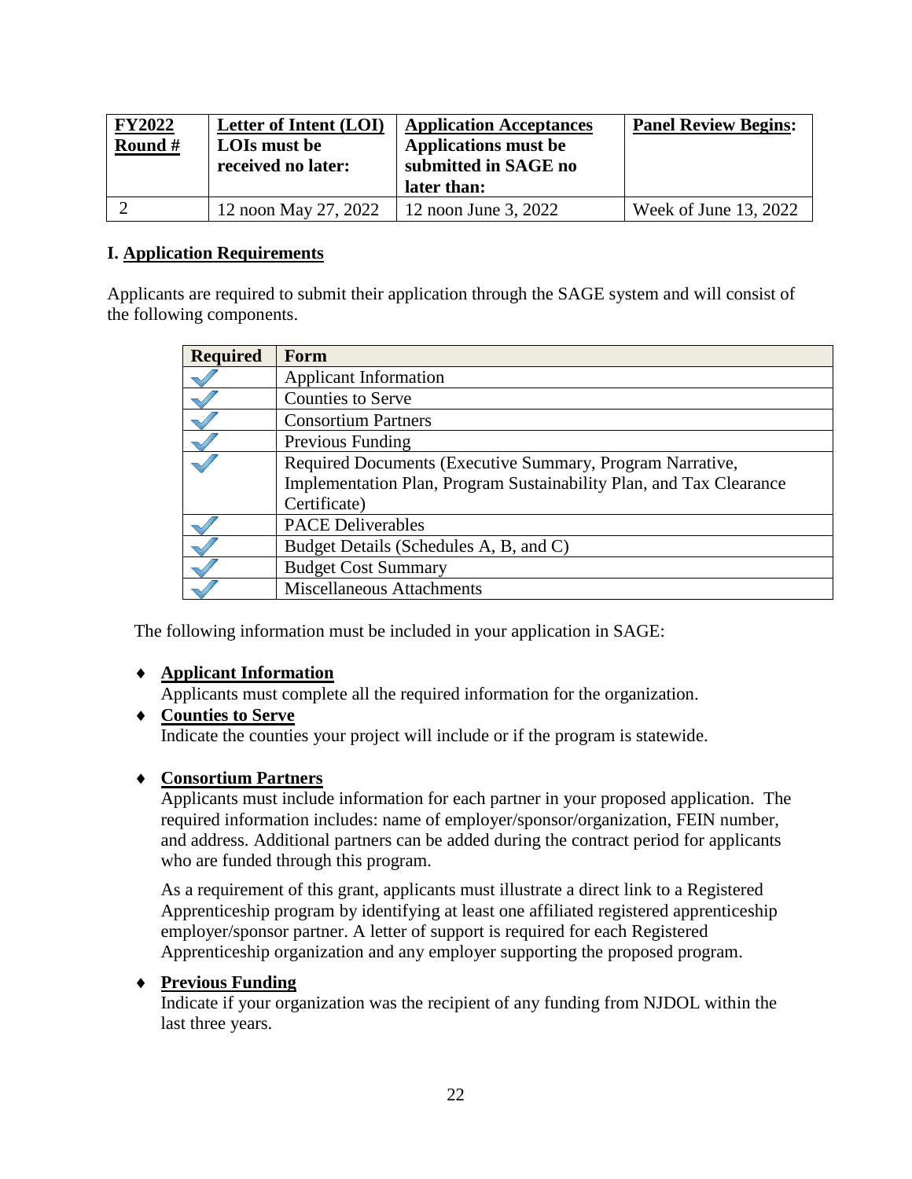| **FY2022 Round #** | **Letter of Intent (LOI) LOIs must be received no later:** | **Application Acceptances Applications must be submitted in SAGE no later than:** | **Panel Review Begins:** |
|---|---|---|---|
| 2 | 12 noon May 27, 2022 | 12 noon June 3, 2022 | Week of June 13, 2022 |

## I. Application Requirements

Applicants are required to submit their application through the SAGE system and will consist of the following components.

| Required | Form |
|---|---|
| ✓ | Applicant Information |
| ✓ | Counties to Serve |
| ✓ | Consortium Partners |
| ✓ | Previous Funding |
| ✓ | Required Documents (Executive Summary, Program Narrative, Implementation Plan, Program Sustainability Plan, and Tax Clearance Certificate) |
| ✓ | PACE Deliverables |
| ✓ | Budget Details (Schedules A, B, and C) |
| ✓ | Budget Cost Summary |
| ✓ | Miscellaneous Attachments |

The following information must be included in your application in SAGE:

- **Applicant Information**
  Applicants must complete all the required information for the organization.
- **Counties to Serve**
  Indicate the counties your project will include or if the program is statewide.

- **Consortium Partners**
  Applicants must include information for each partner in your proposed application. The required information includes: name of employer/sponsor/organization, FEIN number, and address. Additional partners can be added during the contract period for applicants who are funded through this program.

  As a requirement of this grant, applicants must illustrate a direct link to a Registered Apprenticeship program by identifying at least one affiliated registered apprenticeship employer/sponsor partner. A letter of support is required for each Registered Apprenticeship organization and any employer supporting the proposed program.

- **Previous Funding**
  Indicate if your organization was the recipient of any funding from NJDOL within the last three years.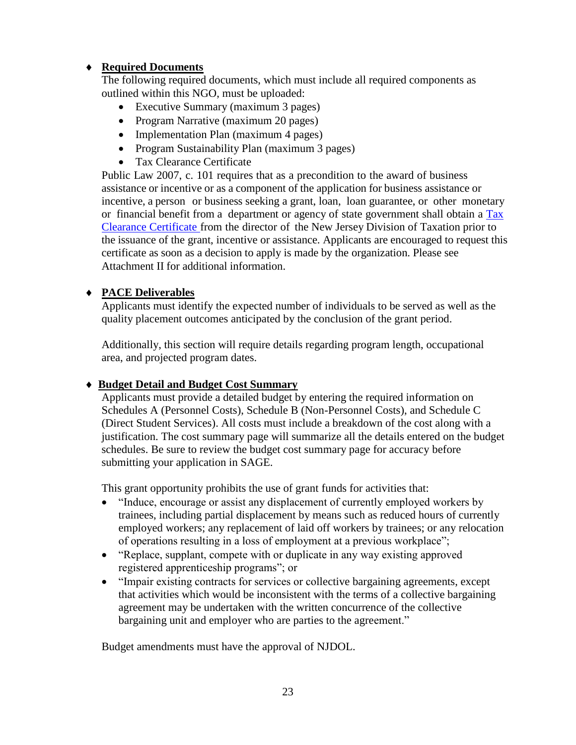- **Required Documents**

  The following required documents, which must include all required components as outlined within this NGO, must be uploaded:

  - Executive Summary (maximum 3 pages)
  - Program Narrative (maximum 20 pages)
  - Implementation Plan (maximum 4 pages)
  - Program Sustainability Plan (maximum 3 pages)
  - Tax Clearance Certificate

  Public Law 2007, c. 101 requires that as a precondition to the award of business assistance or incentive or as a component of the application for business assistance or incentive, a person or business seeking a grant, loan, loan guarantee, or other monetary or financial benefit from a department or agency of state government shall obtain a Tax Clearance Certificate from the director of the New Jersey Division of Taxation prior to the issuance of the grant, incentive or assistance. Applicants are encouraged to request this certificate as soon as a decision to apply is made by the organization. Please see Attachment II for additional information.

- **PACE Deliverables**

  Applicants must identify the expected number of individuals to be served as well as the quality placement outcomes anticipated by the conclusion of the grant period.

  Additionally, this section will require details regarding program length, occupational area, and projected program dates.

- **Budget Detail and Budget Cost Summary**

  Applicants must provide a detailed budget by entering the required information on Schedules A (Personnel Costs), Schedule B (Non-Personnel Costs), and Schedule C (Direct Student Services). All costs must include a breakdown of the cost along with a justification. The cost summary page will summarize all the details entered on the budget schedules. Be sure to review the budget cost summary page for accuracy before submitting your application in SAGE.

  This grant opportunity prohibits the use of grant funds for activities that:

  - "Induce, encourage or assist any displacement of currently employed workers by trainees, including partial displacement by means such as reduced hours of currently employed workers; any replacement of laid off workers by trainees; or any relocation of operations resulting in a loss of employment at a previous workplace";
  - "Replace, supplant, compete with or duplicate in any way existing approved registered apprenticeship programs"; or
  - "Impair existing contracts for services or collective bargaining agreements, except that activities which would be inconsistent with the terms of a collective bargaining agreement may be undertaken with the written concurrence of the collective bargaining unit and employer who are parties to the agreement."

  Budget amendments must have the approval of NJDOL.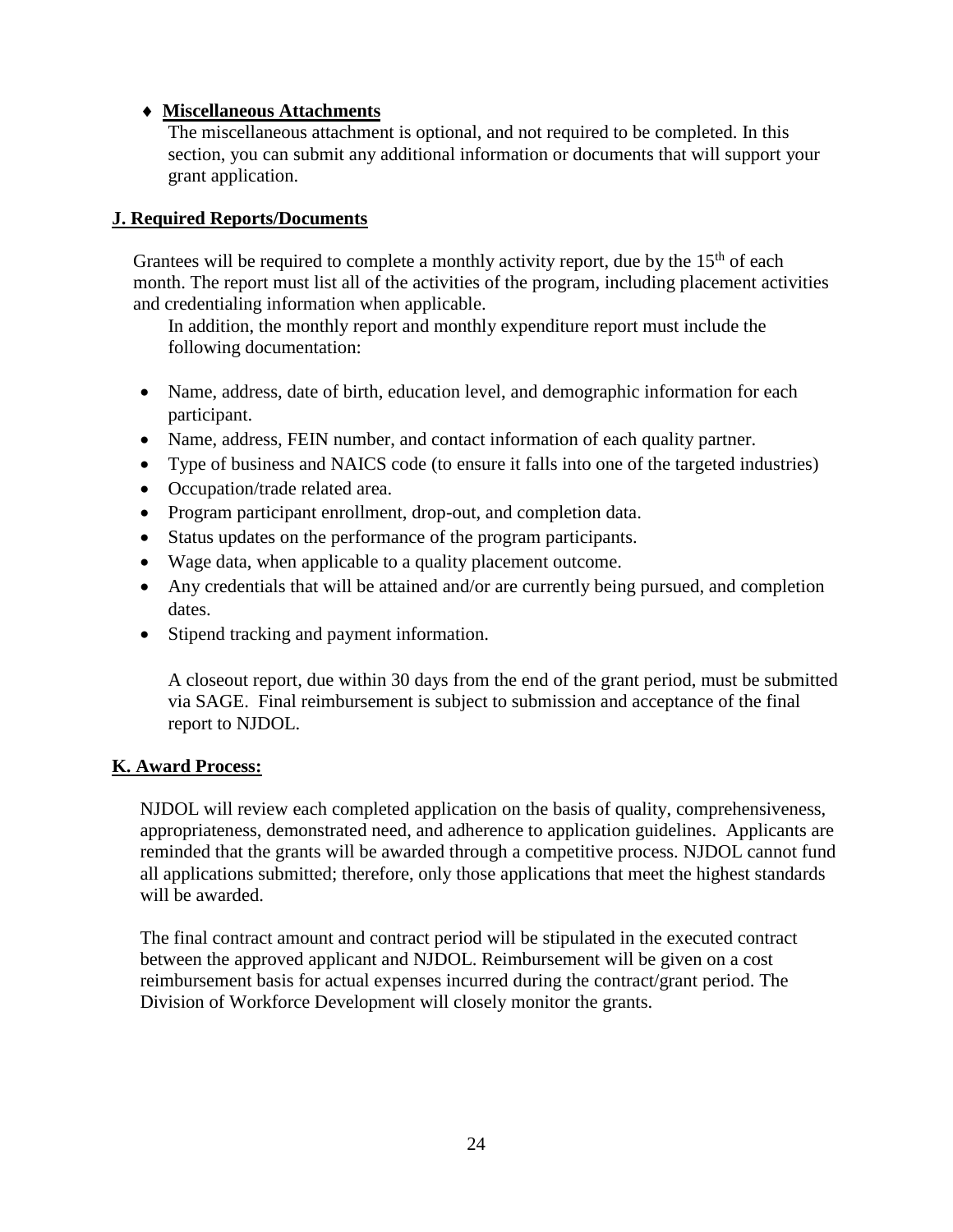- **Miscellaneous Attachments**

  The miscellaneous attachment is optional, and not required to be completed. In this section, you can submit any additional information or documents that will support your grant application.

## J. Required Reports/Documents

Grantees will be required to complete a monthly activity report, due by the 15th of each month. The report must list all of the activities of the program, including placement activities and credentialing information when applicable.

In addition, the monthly report and monthly expenditure report must include the following documentation:

- Name, address, date of birth, education level, and demographic information for each participant.
- Name, address, FEIN number, and contact information of each quality partner.
- Type of business and NAICS code (to ensure it falls into one of the targeted industries)
- Occupation/trade related area.
- Program participant enrollment, drop-out, and completion data.
- Status updates on the performance of the program participants.
- Wage data, when applicable to a quality placement outcome.
- Any credentials that will be attained and/or are currently being pursued, and completion dates.
- Stipend tracking and payment information.

A closeout report, due within 30 days from the end of the grant period, must be submitted via SAGE. Final reimbursement is subject to submission and acceptance of the final report to NJDOL.

## K. Award Process:

NJDOL will review each completed application on the basis of quality, comprehensiveness, appropriateness, demonstrated need, and adherence to application guidelines. Applicants are reminded that the grants will be awarded through a competitive process. NJDOL cannot fund all applications submitted; therefore, only those applications that meet the highest standards will be awarded.

The final contract amount and contract period will be stipulated in the executed contract between the approved applicant and NJDOL. Reimbursement will be given on a cost reimbursement basis for actual expenses incurred during the contract/grant period. The Division of Workforce Development will closely monitor the grants.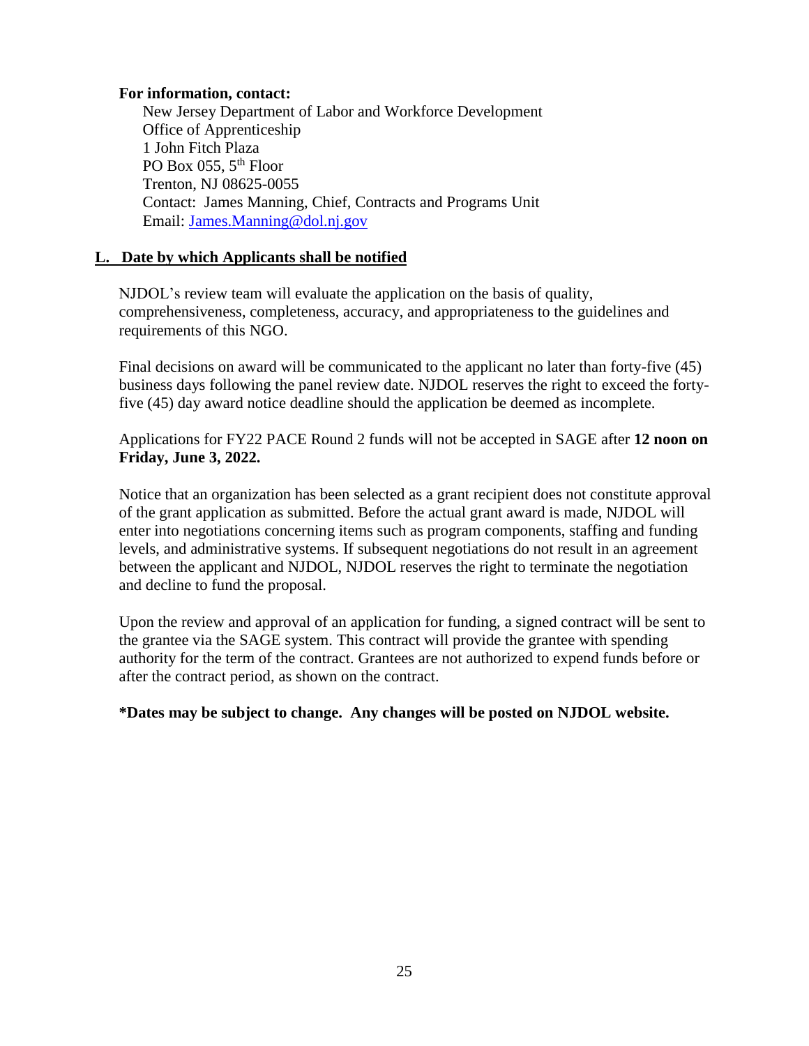**For information, contact:**

New Jersey Department of Labor and Workforce Development
Office of Apprenticeship
1 John Fitch Plaza
PO Box 055, 5th Floor
Trenton, NJ 08625-0055
Contact: James Manning, Chief, Contracts and Programs Unit
Email: [James.Manning@dol.nj.gov](mailto:James.Manning@dol.nj.gov)

## L. Date by which Applicants shall be notified

NJDOL's review team will evaluate the application on the basis of quality, comprehensiveness, completeness, accuracy, and appropriateness to the guidelines and requirements of this NGO.

Final decisions on award will be communicated to the applicant no later than forty-five (45) business days following the panel review date. NJDOL reserves the right to exceed the forty-five (45) day award notice deadline should the application be deemed as incomplete.

Applications for FY22 PACE Round 2 funds will not be accepted in SAGE after **12 noon on Friday, June 3, 2022.**

Notice that an organization has been selected as a grant recipient does not constitute approval of the grant application as submitted. Before the actual grant award is made, NJDOL will enter into negotiations concerning items such as program components, staffing and funding levels, and administrative systems. If subsequent negotiations do not result in an agreement between the applicant and NJDOL, NJDOL reserves the right to terminate the negotiation and decline to fund the proposal.

Upon the review and approval of an application for funding, a signed contract will be sent to the grantee via the SAGE system. This contract will provide the grantee with spending authority for the term of the contract. Grantees are not authorized to expend funds before or after the contract period, as shown on the contract.

**\*Dates may be subject to change. Any changes will be posted on NJDOL website.**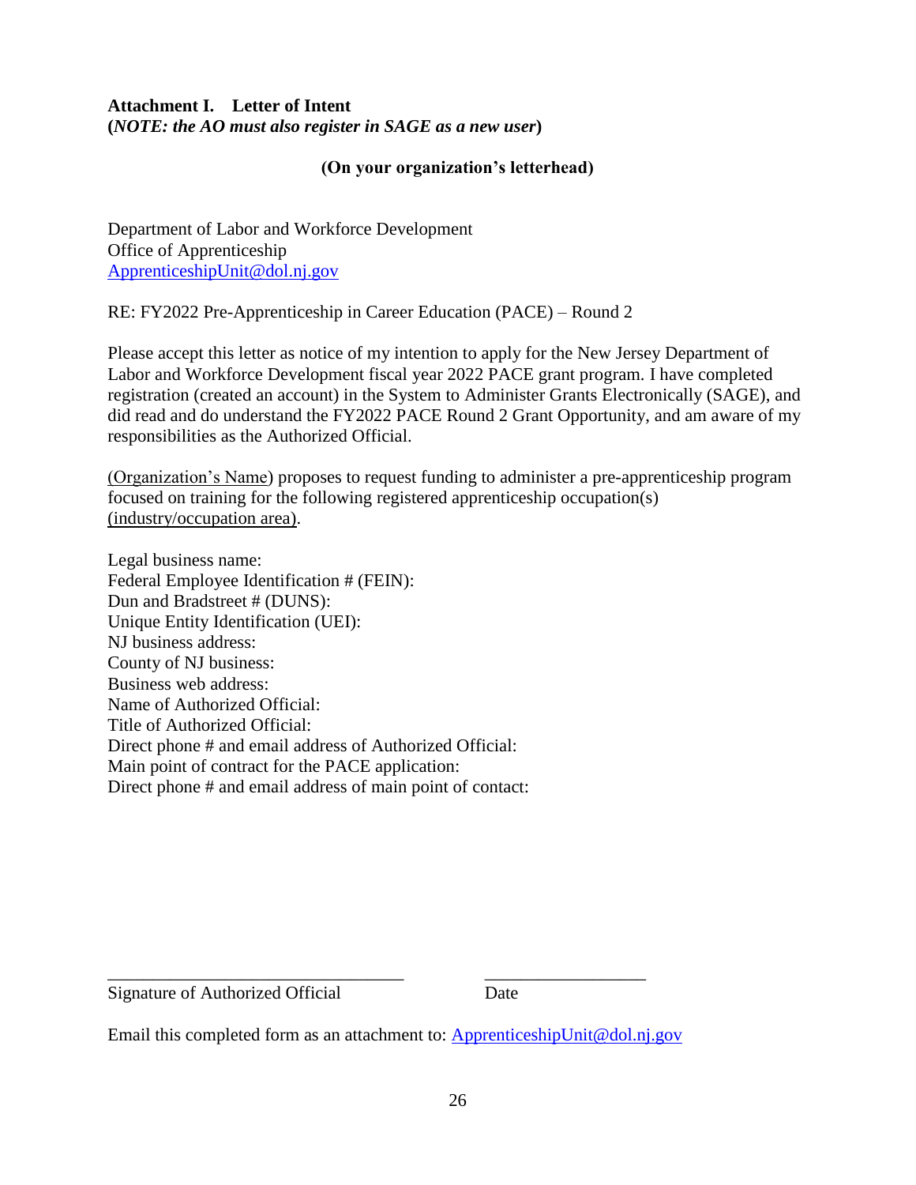**Attachment I. Letter of Intent**
**(*NOTE: the AO must also register in SAGE as a new user*)**

**(On your organization's letterhead)**

Department of Labor and Workforce Development
Office of Apprenticeship
ApprenticeshipUnit@dol.nj.gov

RE: FY2022 Pre-Apprenticeship in Career Education (PACE) – Round 2

Please accept this letter as notice of my intention to apply for the New Jersey Department of Labor and Workforce Development fiscal year 2022 PACE grant program. I have completed registration (created an account) in the System to Administer Grants Electronically (SAGE), and did read and do understand the FY2022 PACE Round 2 Grant Opportunity, and am aware of my responsibilities as the Authorized Official.

(Organization's Name) proposes to request funding to administer a pre-apprenticeship program focused on training for the following registered apprenticeship occupation(s) (industry/occupation area).

Legal business name:
Federal Employee Identification # (FEIN):
Dun and Bradstreet # (DUNS):
Unique Entity Identification (UEI):
NJ business address:
County of NJ business:
Business web address:
Name of Authorized Official:
Title of Authorized Official:
Direct phone # and email address of Authorized Official:
Main point of contract for the PACE application:
Direct phone # and email address of main point of contact:

\_\_\_\_\_\_\_\_\_\_\_\_\_\_\_\_\_\_\_\_\_\_\_\_\_\_\_\_\_\_\_\_\_\_ \_\_\_\_\_\_\_\_\_\_\_\_\_\_\_\_\_\_
Signature of Authorized Official Date

Email this completed form as an attachment to: ApprenticeshipUnit@dol.nj.gov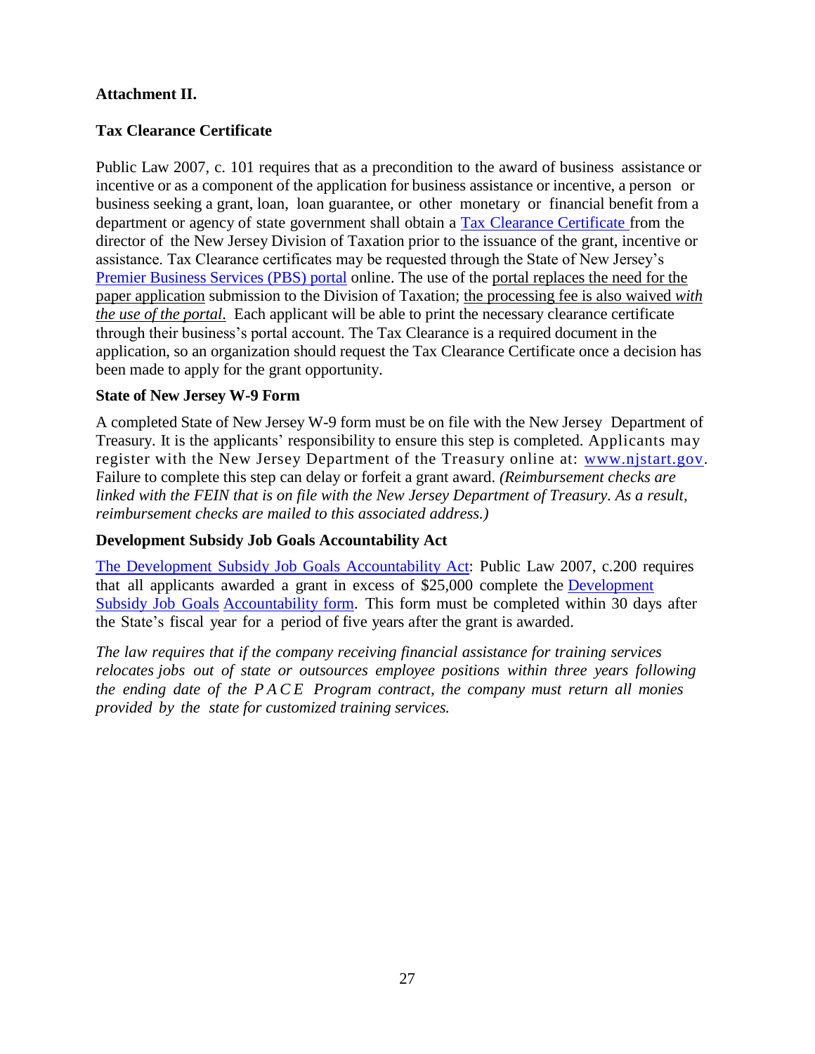**Attachment II.**

**Tax Clearance Certificate**

Public Law 2007, c. 101 requires that as a precondition to the award of business assistance or incentive or as a component of the application for business assistance or incentive, a person or business seeking a grant, loan, loan guarantee, or other monetary or financial benefit from a department or agency of state government shall obtain a Tax Clearance Certificate from the director of the New Jersey Division of Taxation prior to the issuance of the grant, incentive or assistance. Tax Clearance certificates may be requested through the State of New Jersey's Premier Business Services (PBS) portal online. The use of the portal replaces the need for the paper application submission to the Division of Taxation; the processing fee is also waived *with the use of the portal.* Each applicant will be able to print the necessary clearance certificate through their business's portal account. The Tax Clearance is a required document in the application, so an organization should request the Tax Clearance Certificate once a decision has been made to apply for the grant opportunity.

**State of New Jersey W-9 Form**

A completed State of New Jersey W-9 form must be on file with the New Jersey Department of Treasury. It is the applicants' responsibility to ensure this step is completed. Applicants may register with the New Jersey Department of the Treasury online at: www.njstart.gov. Failure to complete this step can delay or forfeit a grant award. *(Reimbursement checks are linked with the FEIN that is on file with the New Jersey Department of Treasury. As a result, reimbursement checks are mailed to this associated address.)*

**Development Subsidy Job Goals Accountability Act**

The Development Subsidy Job Goals Accountability Act: Public Law 2007, c.200 requires that all applicants awarded a grant in excess of $25,000 complete the Development Subsidy Job Goals Accountability form. This form must be completed within 30 days after the State's fiscal year for a period of five years after the grant is awarded.

*The law requires that if the company receiving financial assistance for training services relocates jobs out of state or outsources employee positions within three years following the ending date of the PACE Program contract, the company must return all monies provided by the state for customized training services.*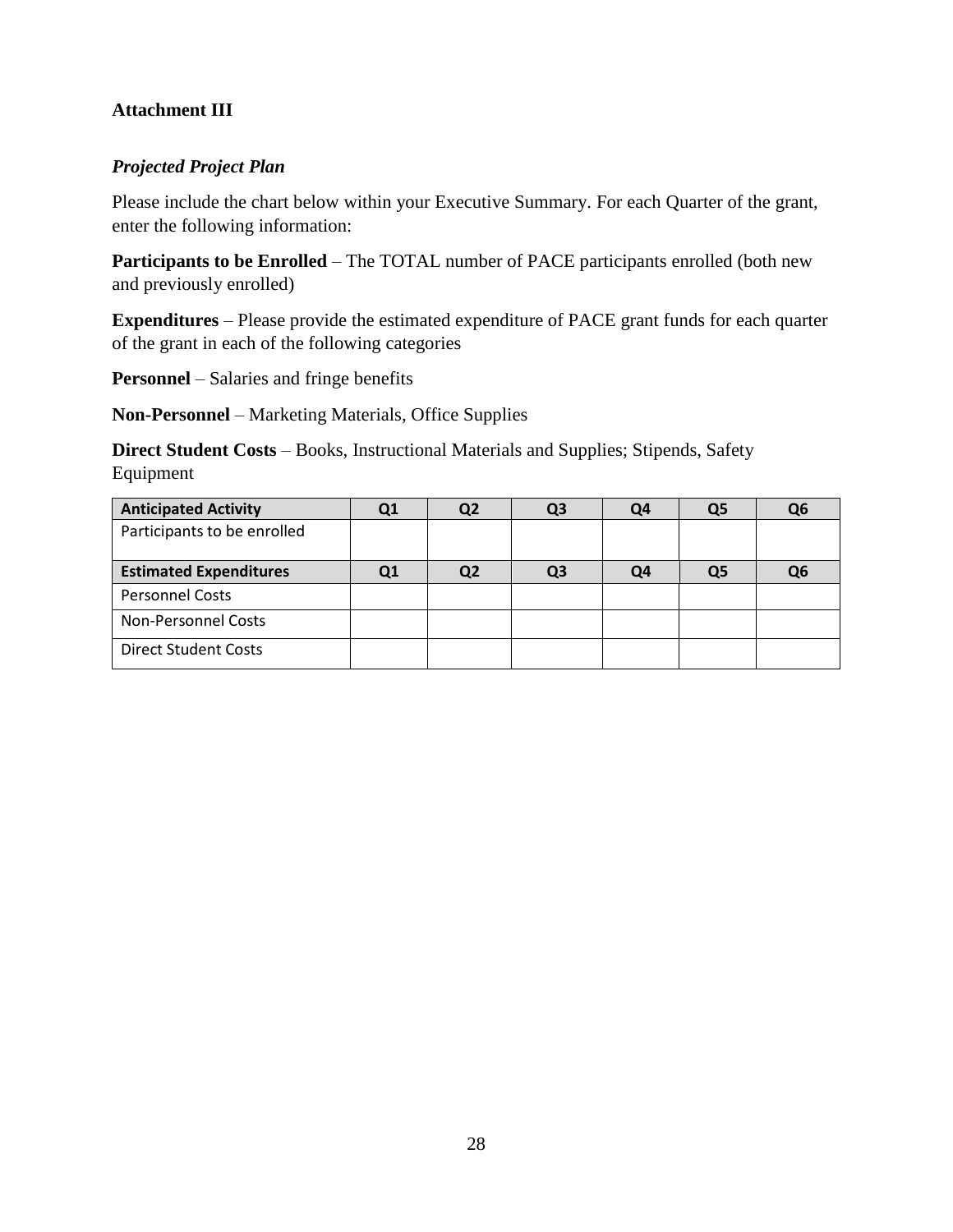**Attachment III**

***Projected Project Plan***

Please include the chart below within your Executive Summary. For each Quarter of the grant, enter the following information:

**Participants to be Enrolled** – The TOTAL number of PACE participants enrolled (both new and previously enrolled)

**Expenditures** – Please provide the estimated expenditure of PACE grant funds for each quarter of the grant in each of the following categories

**Personnel** – Salaries and fringe benefits

**Non-Personnel** – Marketing Materials, Office Supplies

**Direct Student Costs** – Books, Instructional Materials and Supplies; Stipends, Safety Equipment

| **Anticipated Activity** | **Q1** | **Q2** | **Q3** | **Q4** | **Q5** | **Q6** |
|---|---|---|---|---|---|---|
| Participants to be enrolled | | | | | | |
| **Estimated Expenditures** | **Q1** | **Q2** | **Q3** | **Q4** | **Q5** | **Q6** |
| Personnel Costs | | | | | | |
| Non-Personnel Costs | | | | | | |
| Direct Student Costs | | | | | | |